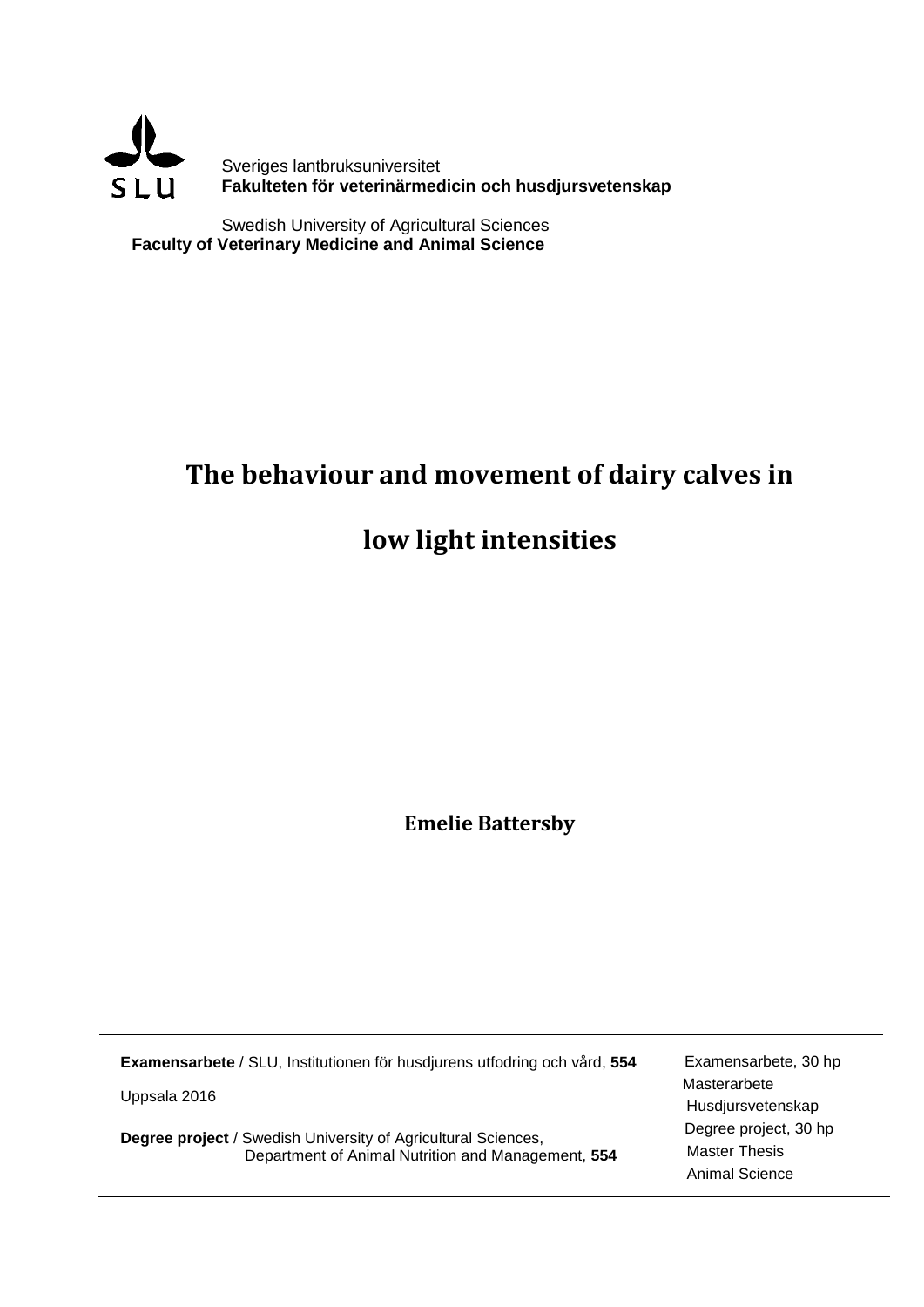SLU

Sveriges lantbruksuniversitet
**Fakulteten för veterinärmedicin och husdjursvetenskap**

Swedish University of Agricultural Sciences
**Faculty of Veterinary Medicine and Animal Science**

# The behaviour and movement of dairy calves in low light intensities

**Emelie Battersby**

---

**Examensarbete** / SLU, Institutionen för husdjurens utfodring och vård, **554**

Uppsala 2016

**Degree project** / Swedish University of Agricultural Sciences, Department of Animal Nutrition and Management, **554**

Examensarbete, 30 hp
Masterarbete
Husdjursvetenskap
Degree project, 30 hp
Master Thesis
Animal Science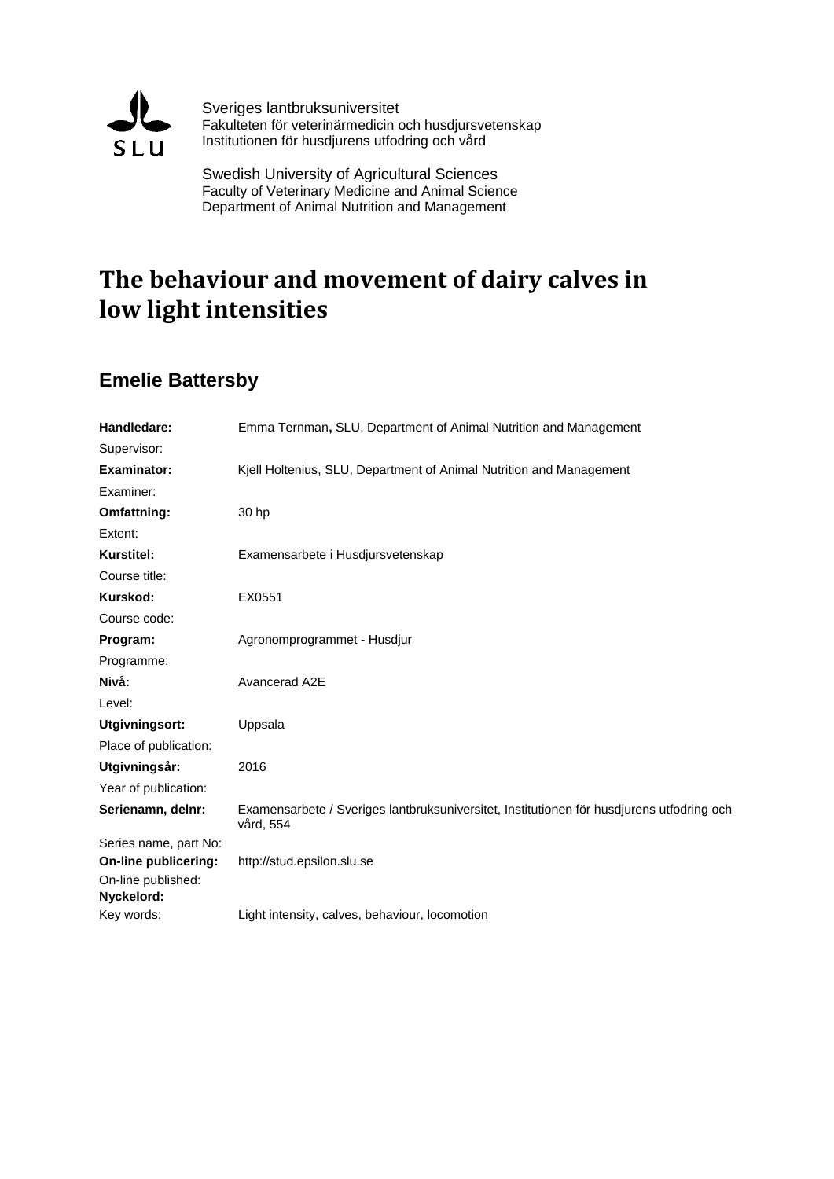Sveriges lantbruksuniversitet
Fakulteten för veterinärmedicin och husdjursvetenskap
Institutionen för husdjurens utfodring och vård

Swedish University of Agricultural Sciences
Faculty of Veterinary Medicine and Animal Science
Department of Animal Nutrition and Management

# The behaviour and movement of dairy calves in low light intensities

## Emelie Battersby

| | |
|---|---|
| **Handledare:** Supervisor: | Emma Ternman**,** SLU, Department of Animal Nutrition and Management |
| **Examinator:** Examiner: | Kjell Holtenius, SLU, Department of Animal Nutrition and Management |
| **Omfattning:** Extent: | 30 hp |
| **Kurstitel:** Course title: | Examensarbete i Husdjursvetenskap |
| **Kurskod:** Course code: | EX0551 |
| **Program:** Programme: | Agronomprogrammet - Husdjur |
| **Nivå:** Level: | Avancerad A2E |
| **Utgivningsort:** Place of publication: | Uppsala |
| **Utgivningsår:** Year of publication: | 2016 |
| **Serienamn, delnr:** Series name, part No: | Examensarbete / Sveriges lantbruksuniversitet, Institutionen för husdjurens utfodring och vård, 554 |
| **On-line publicering:** On-line published: | http://stud.epsilon.slu.se |
| **Nyckelord:** Key words: | Light intensity, calves, behaviour, locomotion |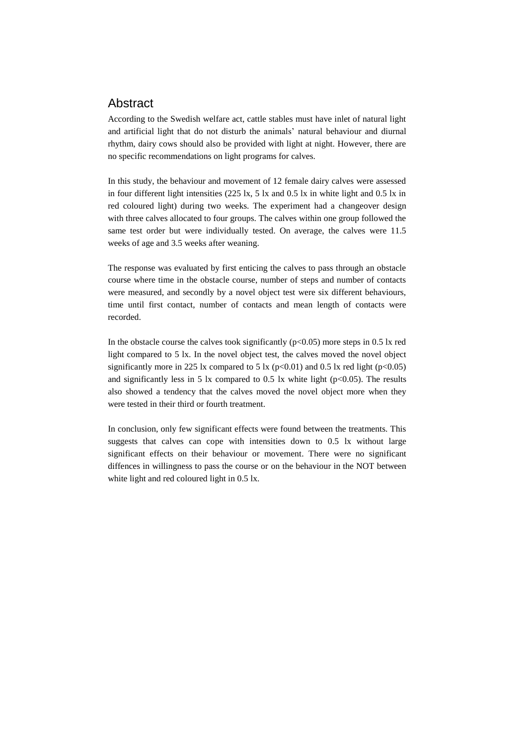## Abstract

According to the Swedish welfare act, cattle stables must have inlet of natural light and artificial light that do not disturb the animals' natural behaviour and diurnal rhythm, dairy cows should also be provided with light at night. However, there are no specific recommendations on light programs for calves.

In this study, the behaviour and movement of 12 female dairy calves were assessed in four different light intensities (225 lx, 5 lx and 0.5 lx in white light and 0.5 lx in red coloured light) during two weeks. The experiment had a changeover design with three calves allocated to four groups. The calves within one group followed the same test order but were individually tested. On average, the calves were 11.5 weeks of age and 3.5 weeks after weaning.

The response was evaluated by first enticing the calves to pass through an obstacle course where time in the obstacle course, number of steps and number of contacts were measured, and secondly by a novel object test were six different behaviours, time until first contact, number of contacts and mean length of contacts were recorded.

In the obstacle course the calves took significantly ($p<0.05$) more steps in 0.5 lx red light compared to 5 lx. In the novel object test, the calves moved the novel object significantly more in 225 lx compared to 5 lx ($p<0.01$) and 0.5 lx red light ($p<0.05$) and significantly less in 5 lx compared to 0.5 lx white light ($p<0.05$). The results also showed a tendency that the calves moved the novel object more when they were tested in their third or fourth treatment.

In conclusion, only few significant effects were found between the treatments. This suggests that calves can cope with intensities down to 0.5 lx without large significant effects on their behaviour or movement. There were no significant diffences in willingness to pass the course or on the behaviour in the NOT between white light and red coloured light in 0.5 lx.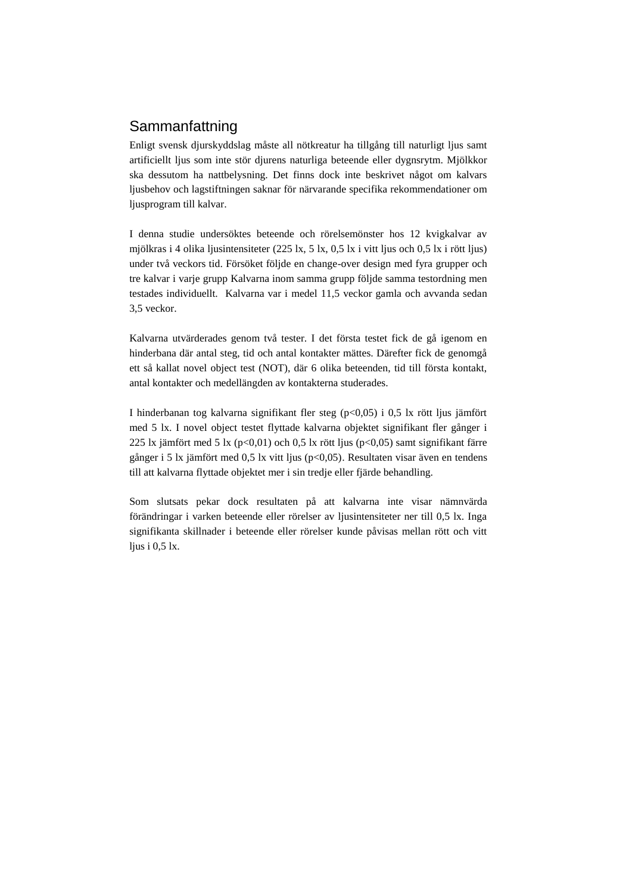## Sammanfattning

Enligt svensk djurskyddslag måste all nötkreatur ha tillgång till naturligt ljus samt artificiellt ljus som inte stör djurens naturliga beteende eller dygnsrytm. Mjölkkor ska dessutom ha nattbelysning. Det finns dock inte beskrivet något om kalvars ljusbehov och lagstiftningen saknar för närvarande specifika rekommendationer om ljusprogram till kalvar.

I denna studie undersöktes beteende och rörelsemönster hos 12 kvigkalvar av mjölkras i 4 olika ljusintensiteter (225 lx, 5 lx, 0,5 lx i vitt ljus och 0,5 lx i rött ljus) under två veckors tid. Försöket följde en change-over design med fyra grupper och tre kalvar i varje grupp Kalvarna inom samma grupp följde samma testordning men testades individuellt. Kalvarna var i medel 11,5 veckor gamla och avvanda sedan 3,5 veckor.

Kalvarna utvärderades genom två tester. I det första testet fick de gå igenom en hinderbana där antal steg, tid och antal kontakter mättes. Därefter fick de genomgå ett så kallat novel object test (NOT), där 6 olika beteenden, tid till första kontakt, antal kontakter och medellängden av kontakterna studerades.

I hinderbanan tog kalvarna signifikant fler steg ($p<0,05$) i 0,5 lx rött ljus jämfört med 5 lx. I novel object testet flyttade kalvarna objektet signifikant fler gånger i 225 lx jämfört med 5 lx ($p<0,01$) och 0,5 lx rött ljus ($p<0,05$) samt signifikant färre gånger i 5 lx jämfört med 0,5 lx vitt ljus ($p<0,05$). Resultaten visar även en tendens till att kalvarna flyttade objektet mer i sin tredje eller fjärde behandling.

Som slutsats pekar dock resultaten på att kalvarna inte visar nämnvärda förändringar i varken beteende eller rörelser av ljusintensiteter ner till 0,5 lx. Inga signifikanta skillnader i beteende eller rörelser kunde påvisas mellan rött och vitt ljus i 0,5 lx.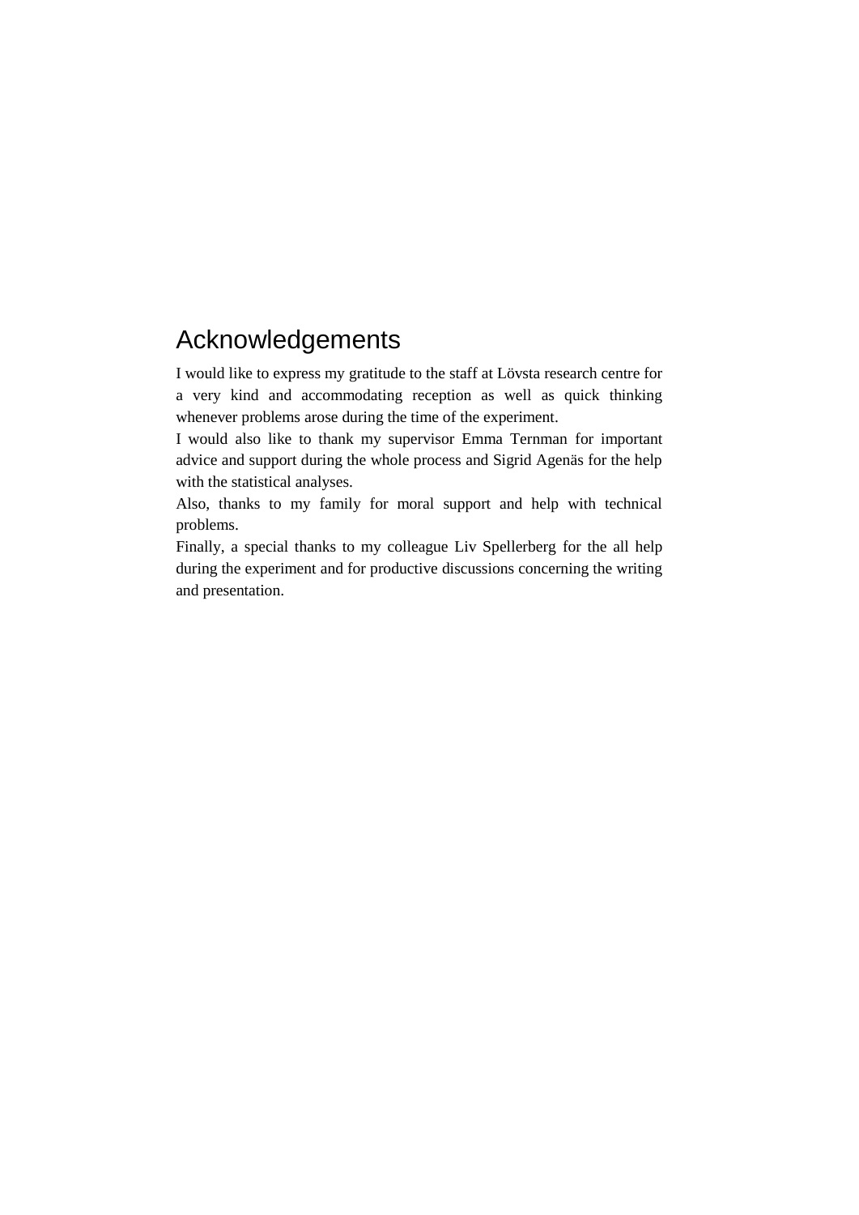# Acknowledgements

I would like to express my gratitude to the staff at Lövsta research centre for a very kind and accommodating reception as well as quick thinking whenever problems arose during the time of the experiment.

I would also like to thank my supervisor Emma Ternman for important advice and support during the whole process and Sigrid Agenäs for the help with the statistical analyses.

Also, thanks to my family for moral support and help with technical problems.

Finally, a special thanks to my colleague Liv Spellerberg for the all help during the experiment and for productive discussions concerning the writing and presentation.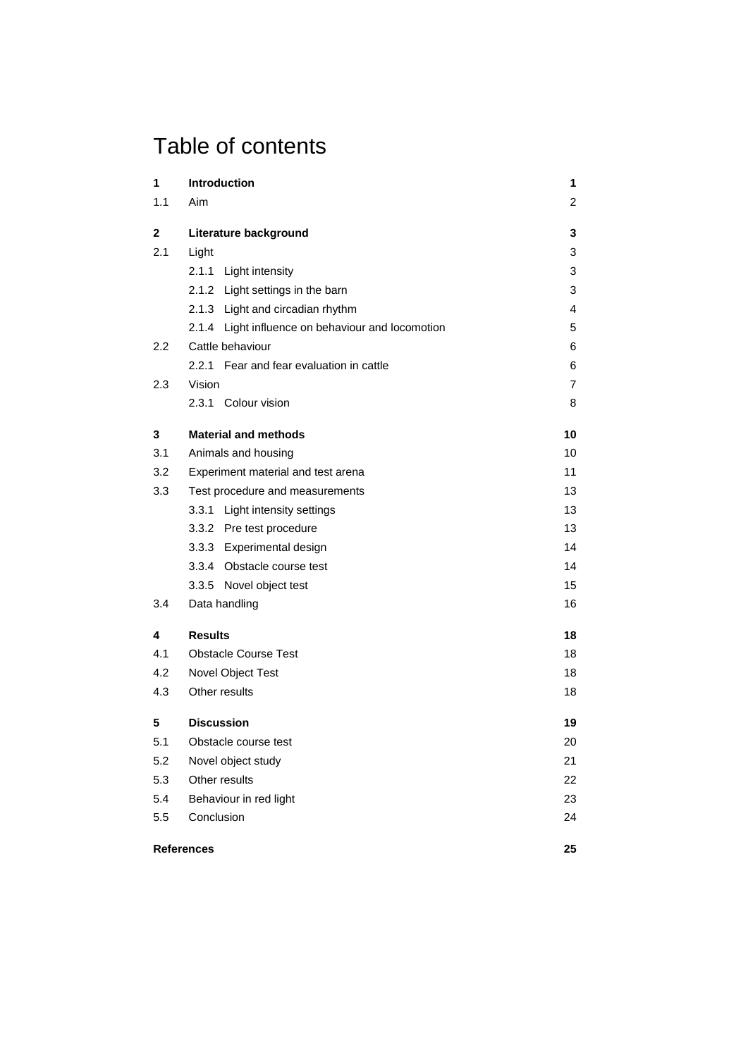# Table of contents

| | | |
|---|---|---|
| **1** | **Introduction** | **1** |
| 1.1 | Aim | 2 |
| **2** | **Literature background** | **3** |
| 2.1 | Light | 3 |
| | 2.1.1 Light intensity | 3 |
| | 2.1.2 Light settings in the barn | 3 |
| | 2.1.3 Light and circadian rhythm | 4 |
| | 2.1.4 Light influence on behaviour and locomotion | 5 |
| 2.2 | Cattle behaviour | 6 |
| | 2.2.1 Fear and fear evaluation in cattle | 6 |
| 2.3 | Vision | 7 |
| | 2.3.1 Colour vision | 8 |
| **3** | **Material and methods** | **10** |
| 3.1 | Animals and housing | 10 |
| 3.2 | Experiment material and test arena | 11 |
| 3.3 | Test procedure and measurements | 13 |
| | 3.3.1 Light intensity settings | 13 |
| | 3.3.2 Pre test procedure | 13 |
| | 3.3.3 Experimental design | 14 |
| | 3.3.4 Obstacle course test | 14 |
| | 3.3.5 Novel object test | 15 |
| 3.4 | Data handling | 16 |
| **4** | **Results** | **18** |
| 4.1 | Obstacle Course Test | 18 |
| 4.2 | Novel Object Test | 18 |
| 4.3 | Other results | 18 |
| **5** | **Discussion** | **19** |
| 5.1 | Obstacle course test | 20 |
| 5.2 | Novel object study | 21 |
| 5.3 | Other results | 22 |
| 5.4 | Behaviour in red light | 23 |
| 5.5 | Conclusion | 24 |
| **References** | | **25** |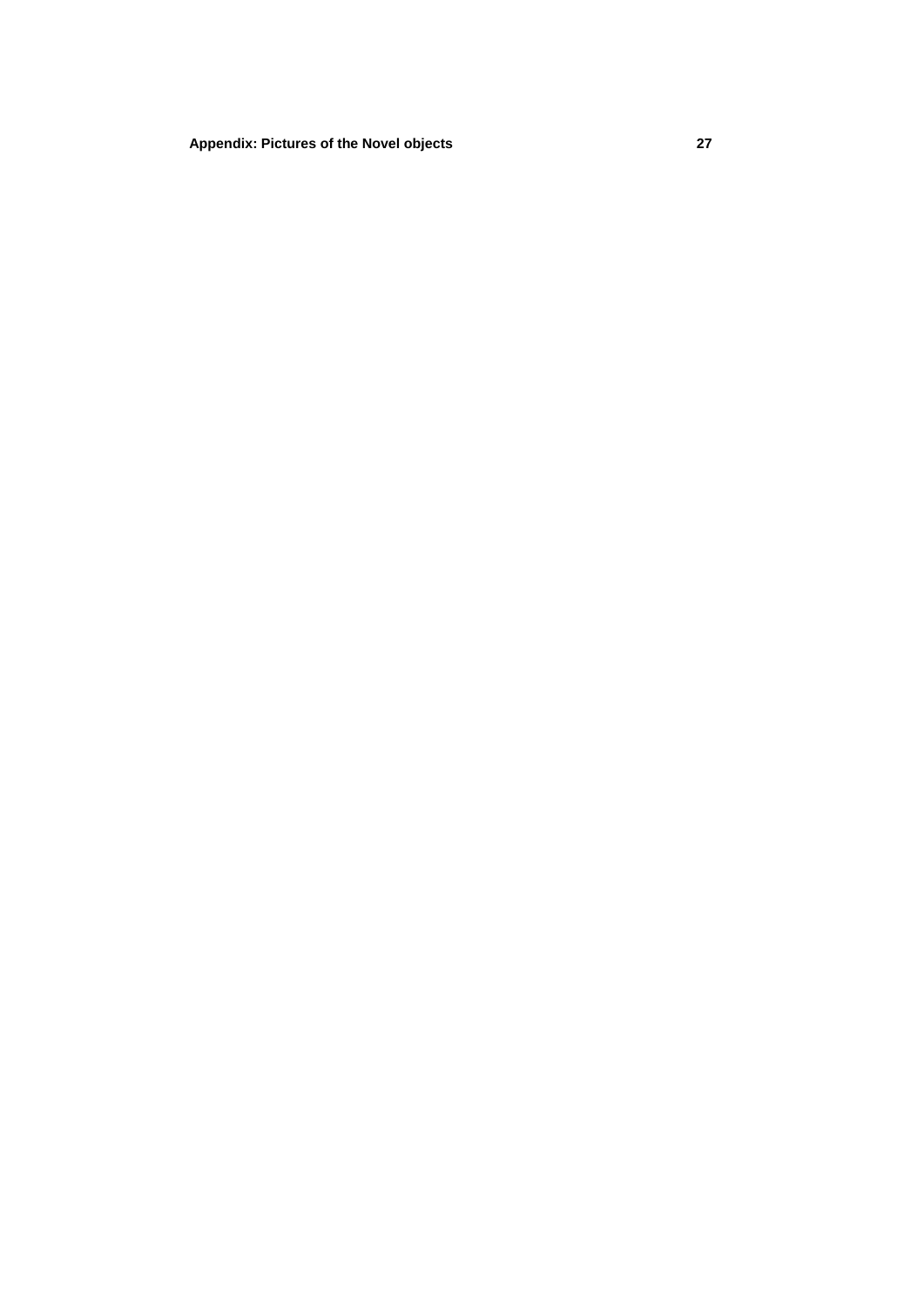**Appendix: Pictures of the Novel objects**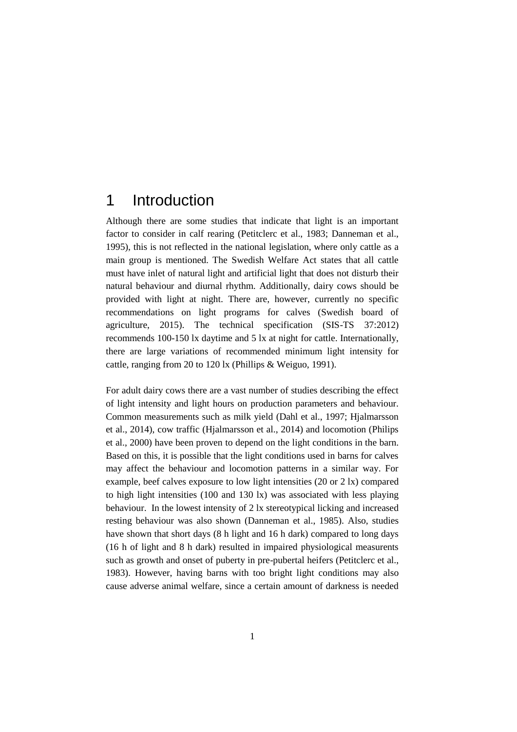# 1 Introduction

Although there are some studies that indicate that light is an important factor to consider in calf rearing (Petitclerc et al., 1983; Danneman et al., 1995), this is not reflected in the national legislation, where only cattle as a main group is mentioned. The Swedish Welfare Act states that all cattle must have inlet of natural light and artificial light that does not disturb their natural behaviour and diurnal rhythm. Additionally, dairy cows should be provided with light at night. There are, however, currently no specific recommendations on light programs for calves (Swedish board of agriculture, 2015). The technical specification (SIS-TS 37:2012) recommends 100-150 lx daytime and 5 lx at night for cattle. Internationally, there are large variations of recommended minimum light intensity for cattle, ranging from 20 to 120 lx (Phillips & Weiguo, 1991).

For adult dairy cows there are a vast number of studies describing the effect of light intensity and light hours on production parameters and behaviour. Common measurements such as milk yield (Dahl et al., 1997; Hjalmarsson et al., 2014), cow traffic (Hjalmarsson et al., 2014) and locomotion (Philips et al., 2000) have been proven to depend on the light conditions in the barn. Based on this, it is possible that the light conditions used in barns for calves may affect the behaviour and locomotion patterns in a similar way. For example, beef calves exposure to low light intensities (20 or 2 lx) compared to high light intensities (100 and 130 lx) was associated with less playing behaviour. In the lowest intensity of 2 lx stereotypical licking and increased resting behaviour was also shown (Danneman et al., 1985). Also, studies have shown that short days (8 h light and 16 h dark) compared to long days (16 h of light and 8 h dark) resulted in impaired physiological measurents such as growth and onset of puberty in pre-pubertal heifers (Petitclerc et al., 1983). However, having barns with too bright light conditions may also cause adverse animal welfare, since a certain amount of darkness is needed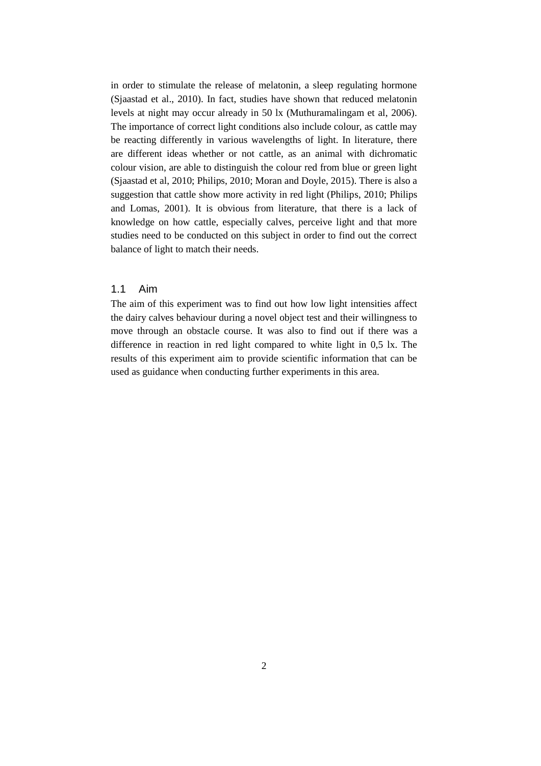in order to stimulate the release of melatonin, a sleep regulating hormone (Sjaastad et al., 2010). In fact, studies have shown that reduced melatonin levels at night may occur already in 50 lx (Muthuramalingam et al, 2006). The importance of correct light conditions also include colour, as cattle may be reacting differently in various wavelengths of light. In literature, there are different ideas whether or not cattle, as an animal with dichromatic colour vision, are able to distinguish the colour red from blue or green light (Sjaastad et al, 2010; Philips, 2010; Moran and Doyle, 2015). There is also a suggestion that cattle show more activity in red light (Philips, 2010; Philips and Lomas, 2001). It is obvious from literature, that there is a lack of knowledge on how cattle, especially calves, perceive light and that more studies need to be conducted on this subject in order to find out the correct balance of light to match their needs.

## 1.1 Aim

The aim of this experiment was to find out how low light intensities affect the dairy calves behaviour during a novel object test and their willingness to move through an obstacle course. It was also to find out if there was a difference in reaction in red light compared to white light in 0,5 lx. The results of this experiment aim to provide scientific information that can be used as guidance when conducting further experiments in this area.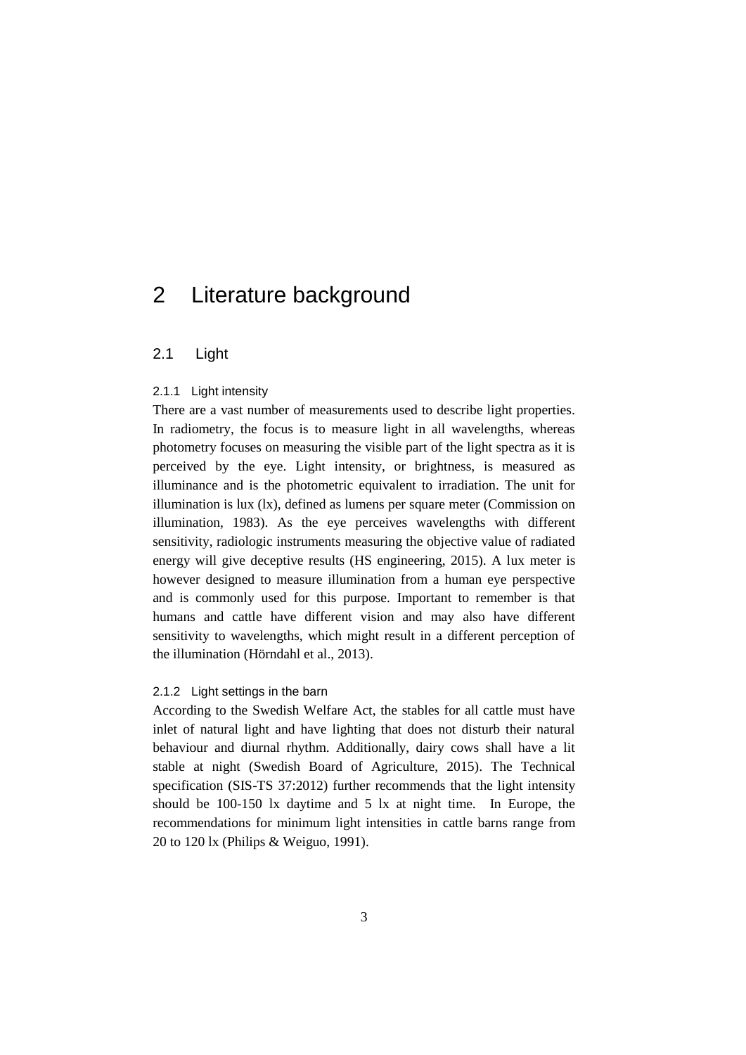# 2 Literature background

## 2.1 Light

### 2.1.1 Light intensity

There are a vast number of measurements used to describe light properties. In radiometry, the focus is to measure light in all wavelengths, whereas photometry focuses on measuring the visible part of the light spectra as it is perceived by the eye. Light intensity, or brightness, is measured as illuminance and is the photometric equivalent to irradiation. The unit for illumination is lux (lx), defined as lumens per square meter (Commission on illumination, 1983). As the eye perceives wavelengths with different sensitivity, radiologic instruments measuring the objective value of radiated energy will give deceptive results (HS engineering, 2015). A lux meter is however designed to measure illumination from a human eye perspective and is commonly used for this purpose. Important to remember is that humans and cattle have different vision and may also have different sensitivity to wavelengths, which might result in a different perception of the illumination (Hörndahl et al., 2013).

### 2.1.2 Light settings in the barn

According to the Swedish Welfare Act, the stables for all cattle must have inlet of natural light and have lighting that does not disturb their natural behaviour and diurnal rhythm. Additionally, dairy cows shall have a lit stable at night (Swedish Board of Agriculture, 2015). The Technical specification (SIS-TS 37:2012) further recommends that the light intensity should be 100-150 lx daytime and 5 lx at night time. In Europe, the recommendations for minimum light intensities in cattle barns range from 20 to 120 lx (Philips & Weiguo, 1991).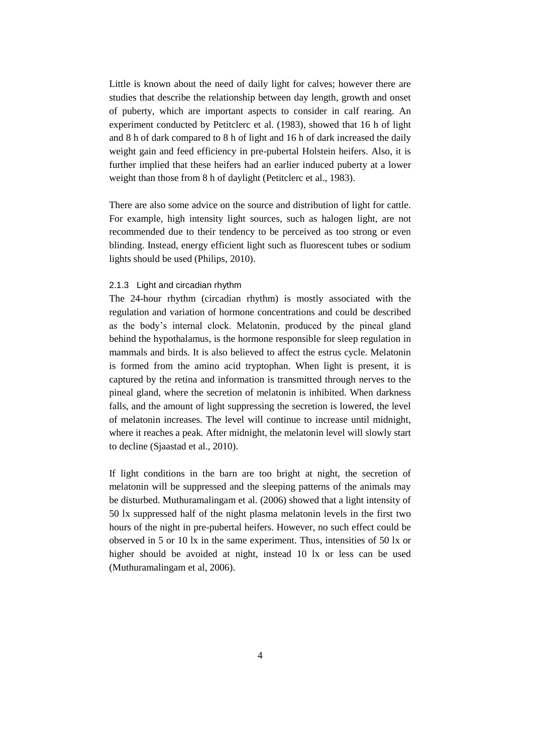Little is known about the need of daily light for calves; however there are studies that describe the relationship between day length, growth and onset of puberty, which are important aspects to consider in calf rearing. An experiment conducted by Petitclerc et al. (1983), showed that 16 h of light and 8 h of dark compared to 8 h of light and 16 h of dark increased the daily weight gain and feed efficiency in pre-pubertal Holstein heifers. Also, it is further implied that these heifers had an earlier induced puberty at a lower weight than those from 8 h of daylight (Petitclerc et al., 1983).

There are also some advice on the source and distribution of light for cattle. For example, high intensity light sources, such as halogen light, are not recommended due to their tendency to be perceived as too strong or even blinding. Instead, energy efficient light such as fluorescent tubes or sodium lights should be used (Philips, 2010).

### 2.1.3 Light and circadian rhythm

The 24-hour rhythm (circadian rhythm) is mostly associated with the regulation and variation of hormone concentrations and could be described as the body's internal clock. Melatonin, produced by the pineal gland behind the hypothalamus, is the hormone responsible for sleep regulation in mammals and birds. It is also believed to affect the estrus cycle. Melatonin is formed from the amino acid tryptophan. When light is present, it is captured by the retina and information is transmitted through nerves to the pineal gland, where the secretion of melatonin is inhibited. When darkness falls, and the amount of light suppressing the secretion is lowered, the level of melatonin increases. The level will continue to increase until midnight, where it reaches a peak. After midnight, the melatonin level will slowly start to decline (Sjaastad et al., 2010).

If light conditions in the barn are too bright at night, the secretion of melatonin will be suppressed and the sleeping patterns of the animals may be disturbed. Muthuramalingam et al. (2006) showed that a light intensity of 50 lx suppressed half of the night plasma melatonin levels in the first two hours of the night in pre-pubertal heifers. However, no such effect could be observed in 5 or 10 lx in the same experiment. Thus, intensities of 50 lx or higher should be avoided at night, instead 10 lx or less can be used (Muthuramalingam et al, 2006).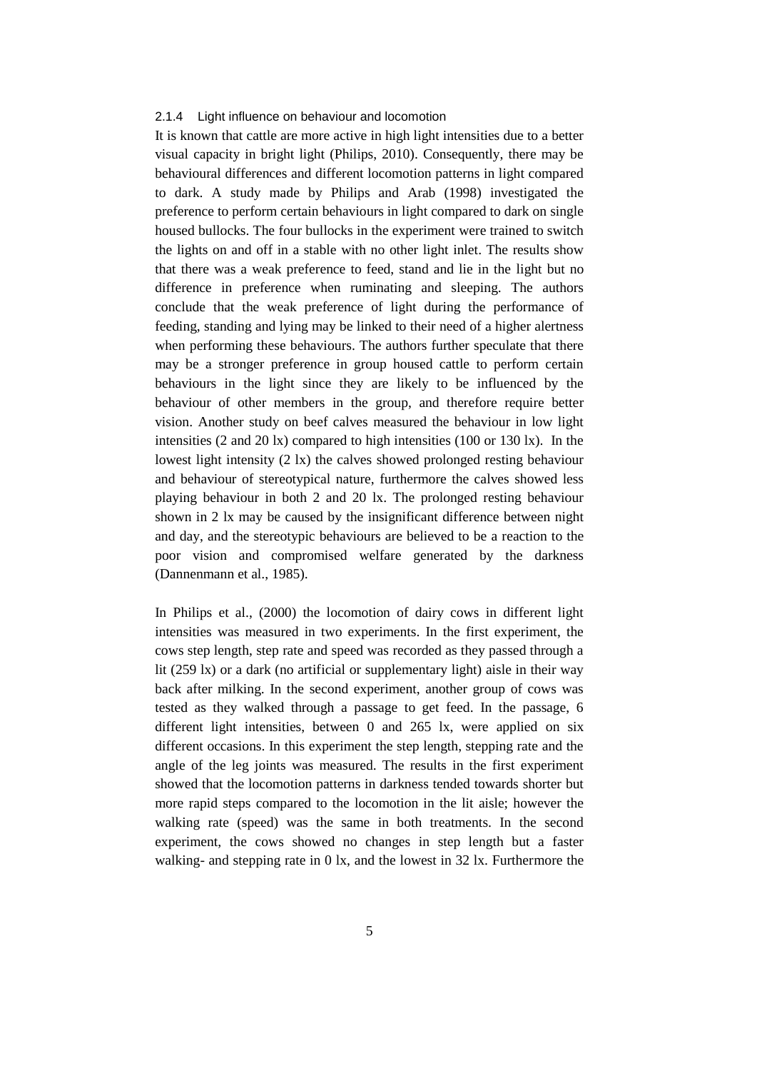### 2.1.4 Light influence on behaviour and locomotion

It is known that cattle are more active in high light intensities due to a better visual capacity in bright light (Philips, 2010). Consequently, there may be behavioural differences and different locomotion patterns in light compared to dark. A study made by Philips and Arab (1998) investigated the preference to perform certain behaviours in light compared to dark on single housed bullocks. The four bullocks in the experiment were trained to switch the lights on and off in a stable with no other light inlet. The results show that there was a weak preference to feed, stand and lie in the light but no difference in preference when ruminating and sleeping. The authors conclude that the weak preference of light during the performance of feeding, standing and lying may be linked to their need of a higher alertness when performing these behaviours. The authors further speculate that there may be a stronger preference in group housed cattle to perform certain behaviours in the light since they are likely to be influenced by the behaviour of other members in the group, and therefore require better vision. Another study on beef calves measured the behaviour in low light intensities (2 and 20 lx) compared to high intensities (100 or 130 lx). In the lowest light intensity (2 lx) the calves showed prolonged resting behaviour and behaviour of stereotypical nature, furthermore the calves showed less playing behaviour in both 2 and 20 lx. The prolonged resting behaviour shown in 2 lx may be caused by the insignificant difference between night and day, and the stereotypic behaviours are believed to be a reaction to the poor vision and compromised welfare generated by the darkness (Dannenmann et al., 1985).

In Philips et al., (2000) the locomotion of dairy cows in different light intensities was measured in two experiments. In the first experiment, the cows step length, step rate and speed was recorded as they passed through a lit (259 lx) or a dark (no artificial or supplementary light) aisle in their way back after milking. In the second experiment, another group of cows was tested as they walked through a passage to get feed. In the passage, 6 different light intensities, between 0 and 265 lx, were applied on six different occasions. In this experiment the step length, stepping rate and the angle of the leg joints was measured. The results in the first experiment showed that the locomotion patterns in darkness tended towards shorter but more rapid steps compared to the locomotion in the lit aisle; however the walking rate (speed) was the same in both treatments. In the second experiment, the cows showed no changes in step length but a faster walking- and stepping rate in 0 lx, and the lowest in 32 lx. Furthermore the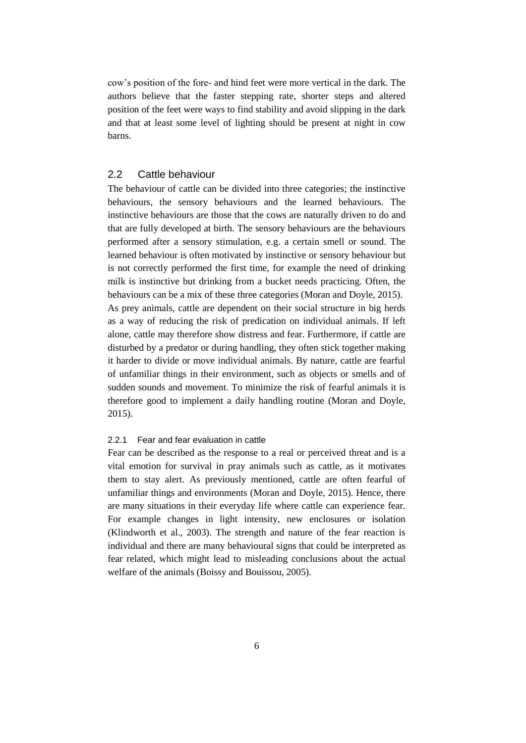cow's position of the fore- and hind feet were more vertical in the dark. The authors believe that the faster stepping rate, shorter steps and altered position of the feet were ways to find stability and avoid slipping in the dark and that at least some level of lighting should be present at night in cow barns.

## 2.2 Cattle behaviour

The behaviour of cattle can be divided into three categories; the instinctive behaviours, the sensory behaviours and the learned behaviours. The instinctive behaviours are those that the cows are naturally driven to do and that are fully developed at birth. The sensory behaviours are the behaviours performed after a sensory stimulation, e.g. a certain smell or sound. The learned behaviour is often motivated by instinctive or sensory behaviour but is not correctly performed the first time, for example the need of drinking milk is instinctive but drinking from a bucket needs practicing. Often, the behaviours can be a mix of these three categories (Moran and Doyle, 2015).

As prey animals, cattle are dependent on their social structure in big herds as a way of reducing the risk of predication on individual animals. If left alone, cattle may therefore show distress and fear. Furthermore, if cattle are disturbed by a predator or during handling, they often stick together making it harder to divide or move individual animals. By nature, cattle are fearful of unfamiliar things in their environment, such as objects or smells and of sudden sounds and movement. To minimize the risk of fearful animals it is therefore good to implement a daily handling routine (Moran and Doyle, 2015).

### 2.2.1 Fear and fear evaluation in cattle

Fear can be described as the response to a real or perceived threat and is a vital emotion for survival in pray animals such as cattle, as it motivates them to stay alert. As previously mentioned, cattle are often fearful of unfamiliar things and environments (Moran and Doyle, 2015). Hence, there are many situations in their everyday life where cattle can experience fear. For example changes in light intensity, new enclosures or isolation (Klindworth et al., 2003). The strength and nature of the fear reaction is individual and there are many behavioural signs that could be interpreted as fear related, which might lead to misleading conclusions about the actual welfare of the animals (Boissy and Bouissou, 2005).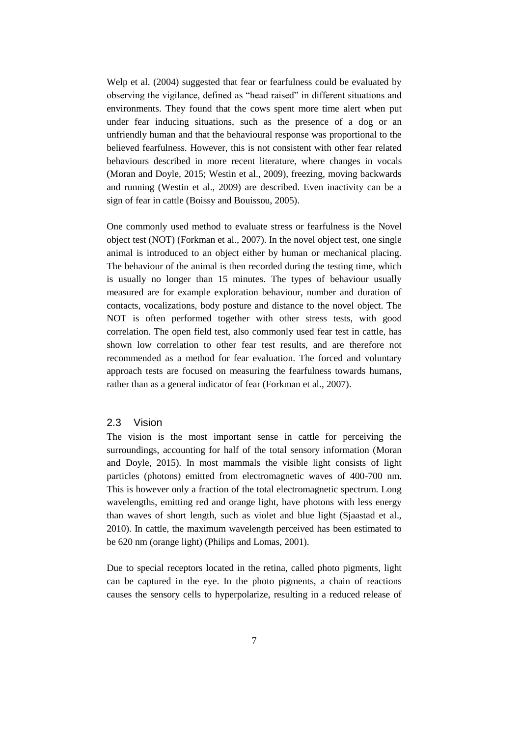Welp et al. (2004) suggested that fear or fearfulness could be evaluated by observing the vigilance, defined as "head raised" in different situations and environments. They found that the cows spent more time alert when put under fear inducing situations, such as the presence of a dog or an unfriendly human and that the behavioural response was proportional to the believed fearfulness. However, this is not consistent with other fear related behaviours described in more recent literature, where changes in vocals (Moran and Doyle, 2015; Westin et al., 2009), freezing, moving backwards and running (Westin et al., 2009) are described. Even inactivity can be a sign of fear in cattle (Boissy and Bouissou, 2005).

One commonly used method to evaluate stress or fearfulness is the Novel object test (NOT) (Forkman et al., 2007). In the novel object test, one single animal is introduced to an object either by human or mechanical placing. The behaviour of the animal is then recorded during the testing time, which is usually no longer than 15 minutes. The types of behaviour usually measured are for example exploration behaviour, number and duration of contacts, vocalizations, body posture and distance to the novel object. The NOT is often performed together with other stress tests, with good correlation. The open field test, also commonly used fear test in cattle, has shown low correlation to other fear test results, and are therefore not recommended as a method for fear evaluation. The forced and voluntary approach tests are focused on measuring the fearfulness towards humans, rather than as a general indicator of fear (Forkman et al., 2007).

## 2.3 Vision

The vision is the most important sense in cattle for perceiving the surroundings, accounting for half of the total sensory information (Moran and Doyle, 2015). In most mammals the visible light consists of light particles (photons) emitted from electromagnetic waves of 400-700 nm. This is however only a fraction of the total electromagnetic spectrum. Long wavelengths, emitting red and orange light, have photons with less energy than waves of short length, such as violet and blue light (Sjaastad et al., 2010). In cattle, the maximum wavelength perceived has been estimated to be 620 nm (orange light) (Philips and Lomas, 2001).

Due to special receptors located in the retina, called photo pigments, light can be captured in the eye. In the photo pigments, a chain of reactions causes the sensory cells to hyperpolarize, resulting in a reduced release of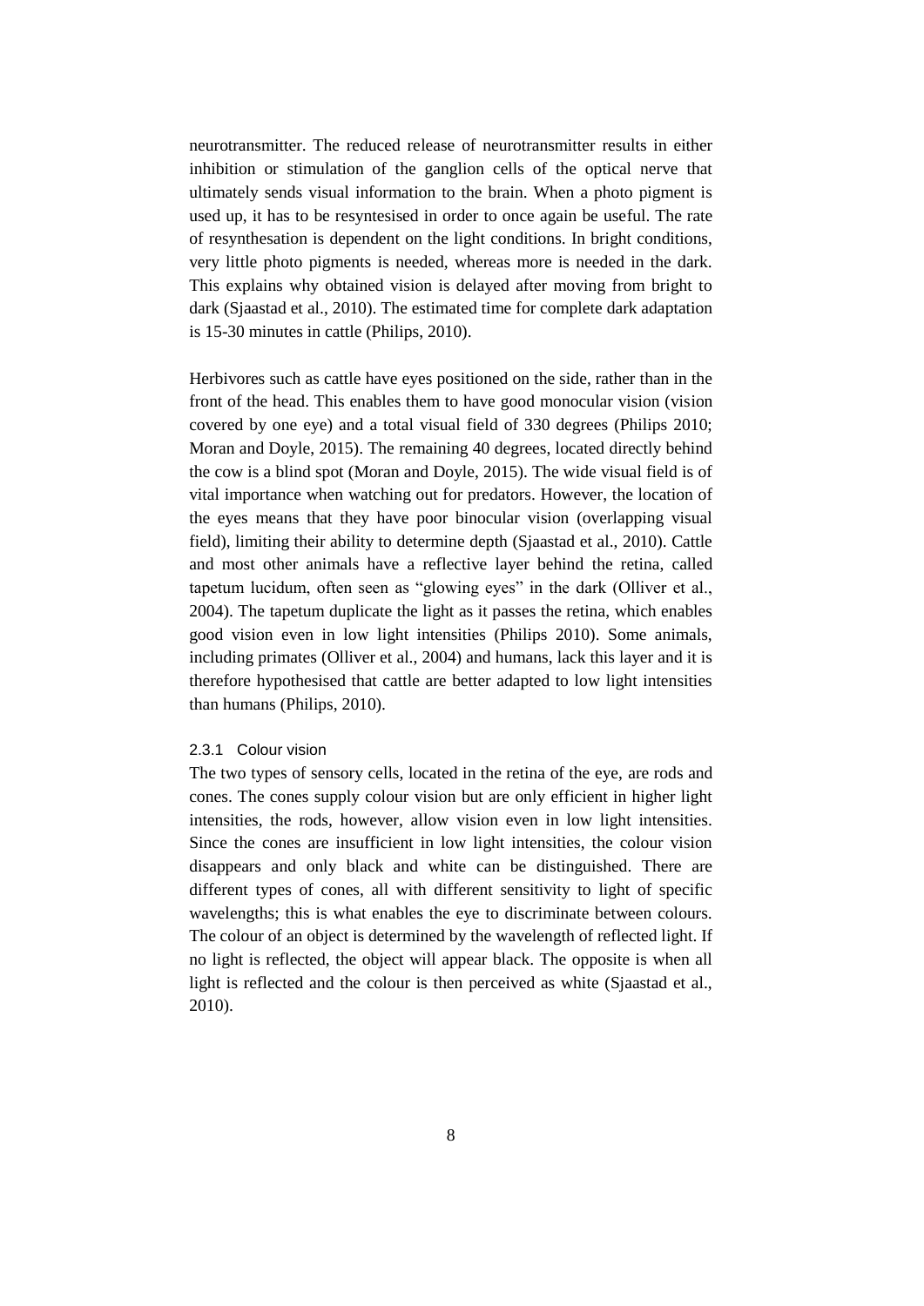neurotransmitter. The reduced release of neurotransmitter results in either inhibition or stimulation of the ganglion cells of the optical nerve that ultimately sends visual information to the brain. When a photo pigment is used up, it has to be resyntesised in order to once again be useful. The rate of resynthesation is dependent on the light conditions. In bright conditions, very little photo pigments is needed, whereas more is needed in the dark. This explains why obtained vision is delayed after moving from bright to dark (Sjaastad et al., 2010). The estimated time for complete dark adaptation is 15-30 minutes in cattle (Philips, 2010).

Herbivores such as cattle have eyes positioned on the side, rather than in the front of the head. This enables them to have good monocular vision (vision covered by one eye) and a total visual field of 330 degrees (Philips 2010; Moran and Doyle, 2015). The remaining 40 degrees, located directly behind the cow is a blind spot (Moran and Doyle, 2015). The wide visual field is of vital importance when watching out for predators. However, the location of the eyes means that they have poor binocular vision (overlapping visual field), limiting their ability to determine depth (Sjaastad et al., 2010). Cattle and most other animals have a reflective layer behind the retina, called tapetum lucidum, often seen as "glowing eyes" in the dark (Olliver et al., 2004). The tapetum duplicate the light as it passes the retina, which enables good vision even in low light intensities (Philips 2010). Some animals, including primates (Olliver et al., 2004) and humans, lack this layer and it is therefore hypothesised that cattle are better adapted to low light intensities than humans (Philips, 2010).

### 2.3.1 Colour vision

The two types of sensory cells, located in the retina of the eye, are rods and cones. The cones supply colour vision but are only efficient in higher light intensities, the rods, however, allow vision even in low light intensities. Since the cones are insufficient in low light intensities, the colour vision disappears and only black and white can be distinguished. There are different types of cones, all with different sensitivity to light of specific wavelengths; this is what enables the eye to discriminate between colours. The colour of an object is determined by the wavelength of reflected light. If no light is reflected, the object will appear black. The opposite is when all light is reflected and the colour is then perceived as white (Sjaastad et al., 2010).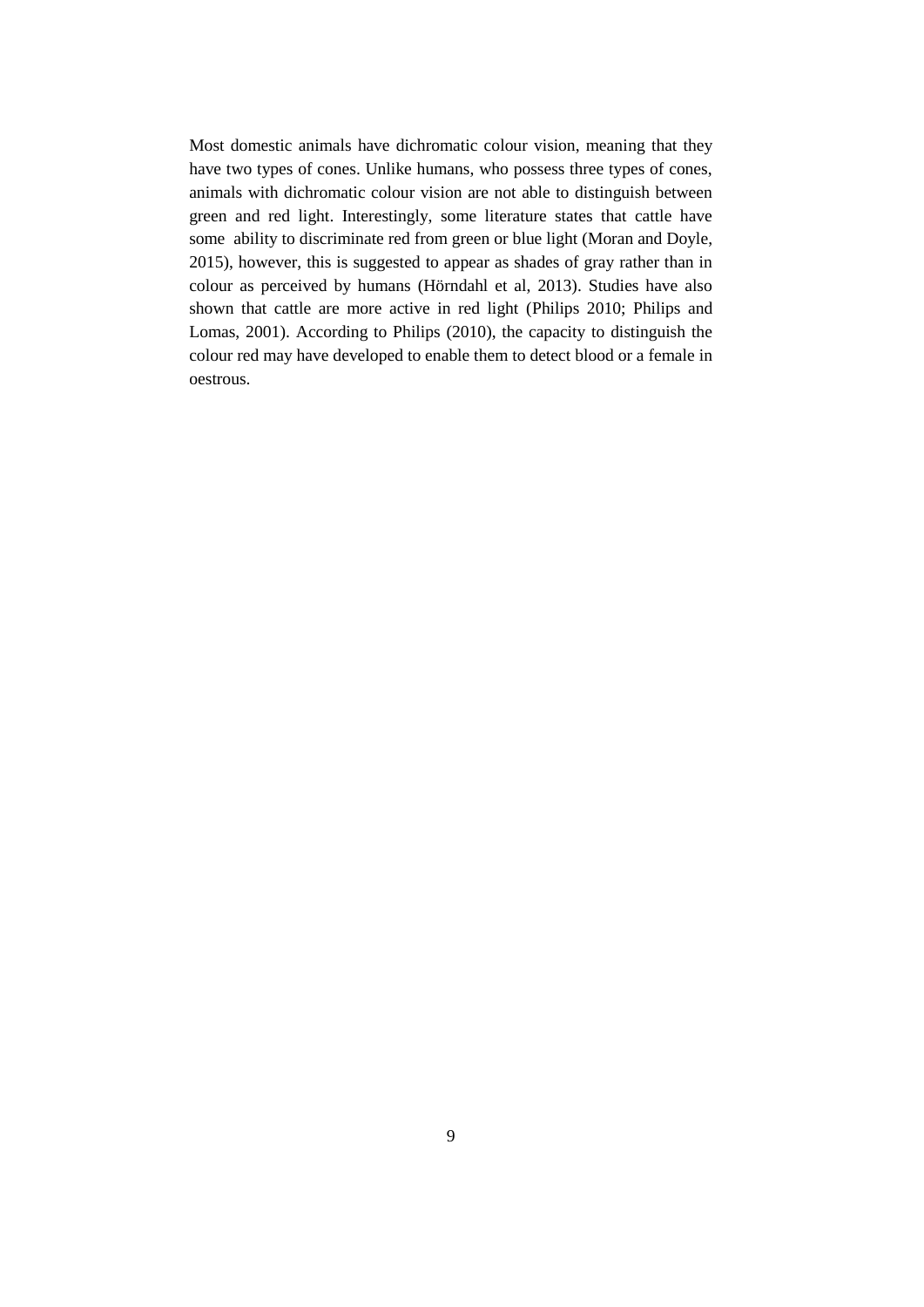Most domestic animals have dichromatic colour vision, meaning that they have two types of cones. Unlike humans, who possess three types of cones, animals with dichromatic colour vision are not able to distinguish between green and red light. Interestingly, some literature states that cattle have some ability to discriminate red from green or blue light (Moran and Doyle, 2015), however, this is suggested to appear as shades of gray rather than in colour as perceived by humans (Hörndahl et al, 2013). Studies have also shown that cattle are more active in red light (Philips 2010; Philips and Lomas, 2001). According to Philips (2010), the capacity to distinguish the colour red may have developed to enable them to detect blood or a female in oestrous.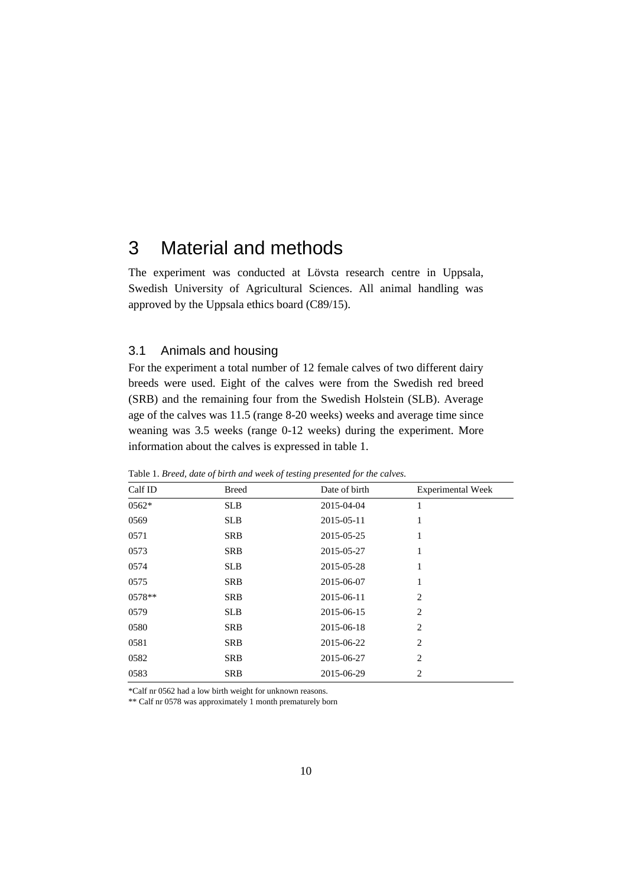# 3 Material and methods

The experiment was conducted at Lövsta research centre in Uppsala, Swedish University of Agricultural Sciences. All animal handling was approved by the Uppsala ethics board (C89/15).

## 3.1 Animals and housing

For the experiment a total number of 12 female calves of two different dairy breeds were used. Eight of the calves were from the Swedish red breed (SRB) and the remaining four from the Swedish Holstein (SLB). Average age of the calves was 11.5 (range 8-20 weeks) weeks and average time since weaning was 3.5 weeks (range 0-12 weeks) during the experiment. More information about the calves is expressed in table 1.

Table 1. *Breed, date of birth and week of testing presented for the calves.*

| Calf ID | Breed | Date of birth | Experimental Week |
|---|---|---|---|
| 0562* | SLB | 2015-04-04 | 1 |
| 0569 | SLB | 2015-05-11 | 1 |
| 0571 | SRB | 2015-05-25 | 1 |
| 0573 | SRB | 2015-05-27 | 1 |
| 0574 | SLB | 2015-05-28 | 1 |
| 0575 | SRB | 2015-06-07 | 1 |
| 0578** | SRB | 2015-06-11 | 2 |
| 0579 | SLB | 2015-06-15 | 2 |
| 0580 | SRB | 2015-06-18 | 2 |
| 0581 | SRB | 2015-06-22 | 2 |
| 0582 | SRB | 2015-06-27 | 2 |
| 0583 | SRB | 2015-06-29 | 2 |

*Calf nr 0562 had a low birth weight for unknown reasons.

** Calf nr 0578 was approximately 1 month prematurely born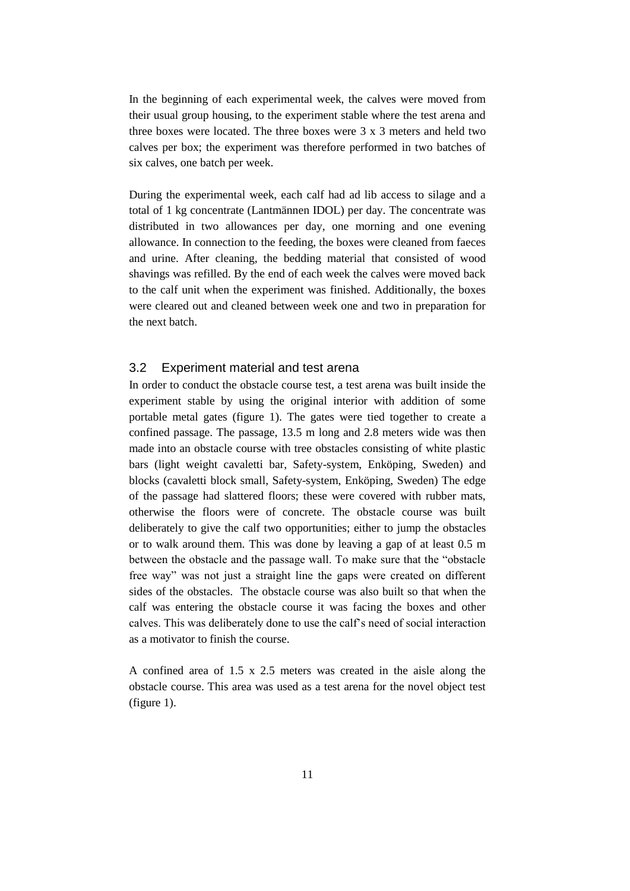In the beginning of each experimental week, the calves were moved from their usual group housing, to the experiment stable where the test arena and three boxes were located. The three boxes were 3 x 3 meters and held two calves per box; the experiment was therefore performed in two batches of six calves, one batch per week.

During the experimental week, each calf had ad lib access to silage and a total of 1 kg concentrate (Lantmännen IDOL) per day. The concentrate was distributed in two allowances per day, one morning and one evening allowance. In connection to the feeding, the boxes were cleaned from faeces and urine. After cleaning, the bedding material that consisted of wood shavings was refilled. By the end of each week the calves were moved back to the calf unit when the experiment was finished. Additionally, the boxes were cleared out and cleaned between week one and two in preparation for the next batch.

## 3.2 Experiment material and test arena

In order to conduct the obstacle course test, a test arena was built inside the experiment stable by using the original interior with addition of some portable metal gates (figure 1). The gates were tied together to create a confined passage. The passage, 13.5 m long and 2.8 meters wide was then made into an obstacle course with tree obstacles consisting of white plastic bars (light weight cavaletti bar, Safety-system, Enköping, Sweden) and blocks (cavaletti block small, Safety-system, Enköping, Sweden) The edge of the passage had slattered floors; these were covered with rubber mats, otherwise the floors were of concrete. The obstacle course was built deliberately to give the calf two opportunities; either to jump the obstacles or to walk around them. This was done by leaving a gap of at least 0.5 m between the obstacle and the passage wall. To make sure that the "obstacle free way" was not just a straight line the gaps were created on different sides of the obstacles. The obstacle course was also built so that when the calf was entering the obstacle course it was facing the boxes and other calves. This was deliberately done to use the calf's need of social interaction as a motivator to finish the course.

A confined area of 1.5 x 2.5 meters was created in the aisle along the obstacle course. This area was used as a test arena for the novel object test (figure 1).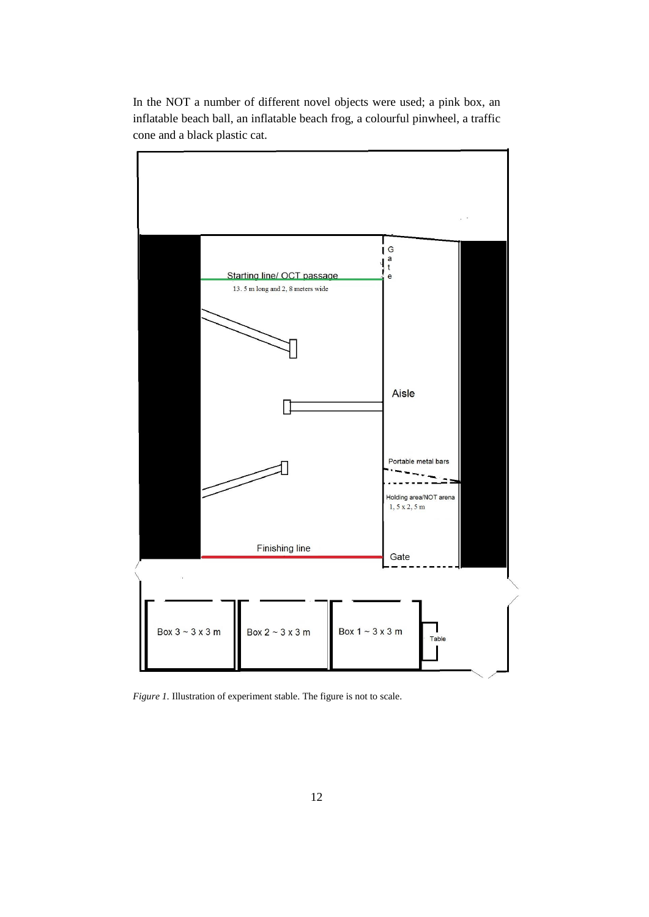In the NOT a number of different novel objects were used; a pink box, an inflatable beach ball, an inflatable beach frog, a colourful pinwheel, a traffic cone and a black plastic cat.

*Figure 1*. Illustration of experiment stable. The figure is not to scale.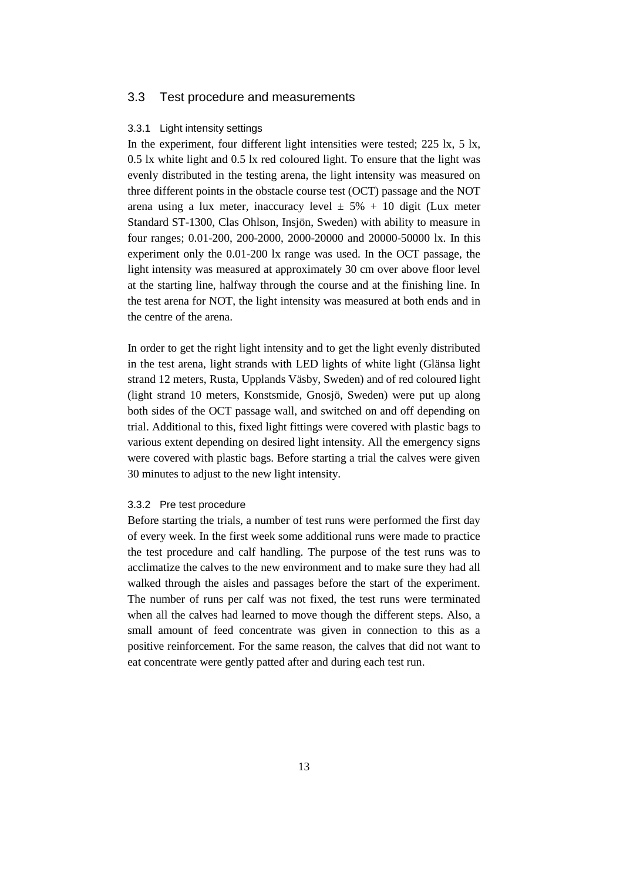## 3.3 Test procedure and measurements

### 3.3.1 Light intensity settings

In the experiment, four different light intensities were tested; 225 lx, 5 lx, 0.5 lx white light and 0.5 lx red coloured light. To ensure that the light was evenly distributed in the testing arena, the light intensity was measured on three different points in the obstacle course test (OCT) passage and the NOT arena using a lux meter, inaccuracy level ± 5% + 10 digit (Lux meter Standard ST-1300, Clas Ohlson, Insjön, Sweden) with ability to measure in four ranges; 0.01-200, 200-2000, 2000-20000 and 20000-50000 lx. In this experiment only the 0.01-200 lx range was used. In the OCT passage, the light intensity was measured at approximately 30 cm over above floor level at the starting line, halfway through the course and at the finishing line. In the test arena for NOT, the light intensity was measured at both ends and in the centre of the arena.

In order to get the right light intensity and to get the light evenly distributed in the test arena, light strands with LED lights of white light (Glänsa light strand 12 meters, Rusta, Upplands Väsby, Sweden) and of red coloured light (light strand 10 meters, Konstsmide, Gnosjö, Sweden) were put up along both sides of the OCT passage wall, and switched on and off depending on trial. Additional to this, fixed light fittings were covered with plastic bags to various extent depending on desired light intensity. All the emergency signs were covered with plastic bags. Before starting a trial the calves were given 30 minutes to adjust to the new light intensity.

### 3.3.2 Pre test procedure

Before starting the trials, a number of test runs were performed the first day of every week. In the first week some additional runs were made to practice the test procedure and calf handling. The purpose of the test runs was to acclimatize the calves to the new environment and to make sure they had all walked through the aisles and passages before the start of the experiment. The number of runs per calf was not fixed, the test runs were terminated when all the calves had learned to move though the different steps. Also, a small amount of feed concentrate was given in connection to this as a positive reinforcement. For the same reason, the calves that did not want to eat concentrate were gently patted after and during each test run.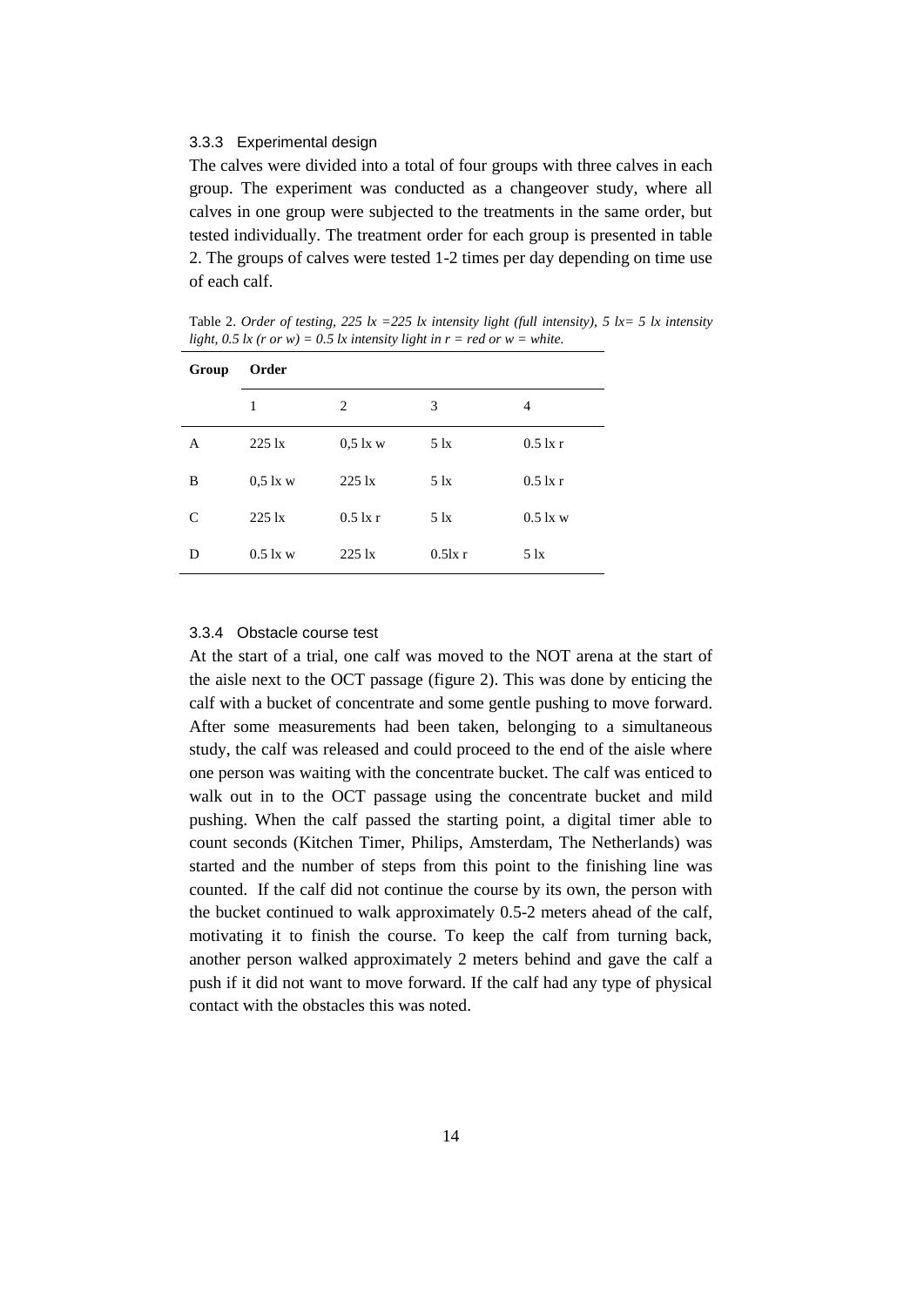### 3.3.3 Experimental design

The calves were divided into a total of four groups with three calves in each group. The experiment was conducted as a changeover study, where all calves in one group were subjected to the treatments in the same order, but tested individually. The treatment order for each group is presented in table 2. The groups of calves were tested 1-2 times per day depending on time use of each calf.

Table 2. *Order of testing, 225 lx =225 lx intensity light (full intensity), 5 lx= 5 lx intensity light, 0.5 lx (r or w) = 0.5 lx intensity light in r = red or w = white.*

| Group | Order | | | |
|---|---|---|---|---|
| | 1 | 2 | 3 | 4 |
| A | 225 lx | 0,5 lx w | 5 lx | 0.5 lx r |
| B | 0,5 lx w | 225 lx | 5 lx | 0.5 lx r |
| C | 225 lx | 0.5 lx r | 5 lx | 0.5 lx w |
| D | 0.5 lx w | 225 lx | 0.5lx r | 5 lx |

### 3.3.4 Obstacle course test

At the start of a trial, one calf was moved to the NOT arena at the start of the aisle next to the OCT passage (figure 2). This was done by enticing the calf with a bucket of concentrate and some gentle pushing to move forward. After some measurements had been taken, belonging to a simultaneous study, the calf was released and could proceed to the end of the aisle where one person was waiting with the concentrate bucket. The calf was enticed to walk out in to the OCT passage using the concentrate bucket and mild pushing. When the calf passed the starting point, a digital timer able to count seconds (Kitchen Timer, Philips, Amsterdam, The Netherlands) was started and the number of steps from this point to the finishing line was counted. If the calf did not continue the course by its own, the person with the bucket continued to walk approximately 0.5-2 meters ahead of the calf, motivating it to finish the course. To keep the calf from turning back, another person walked approximately 2 meters behind and gave the calf a push if it did not want to move forward. If the calf had any type of physical contact with the obstacles this was noted.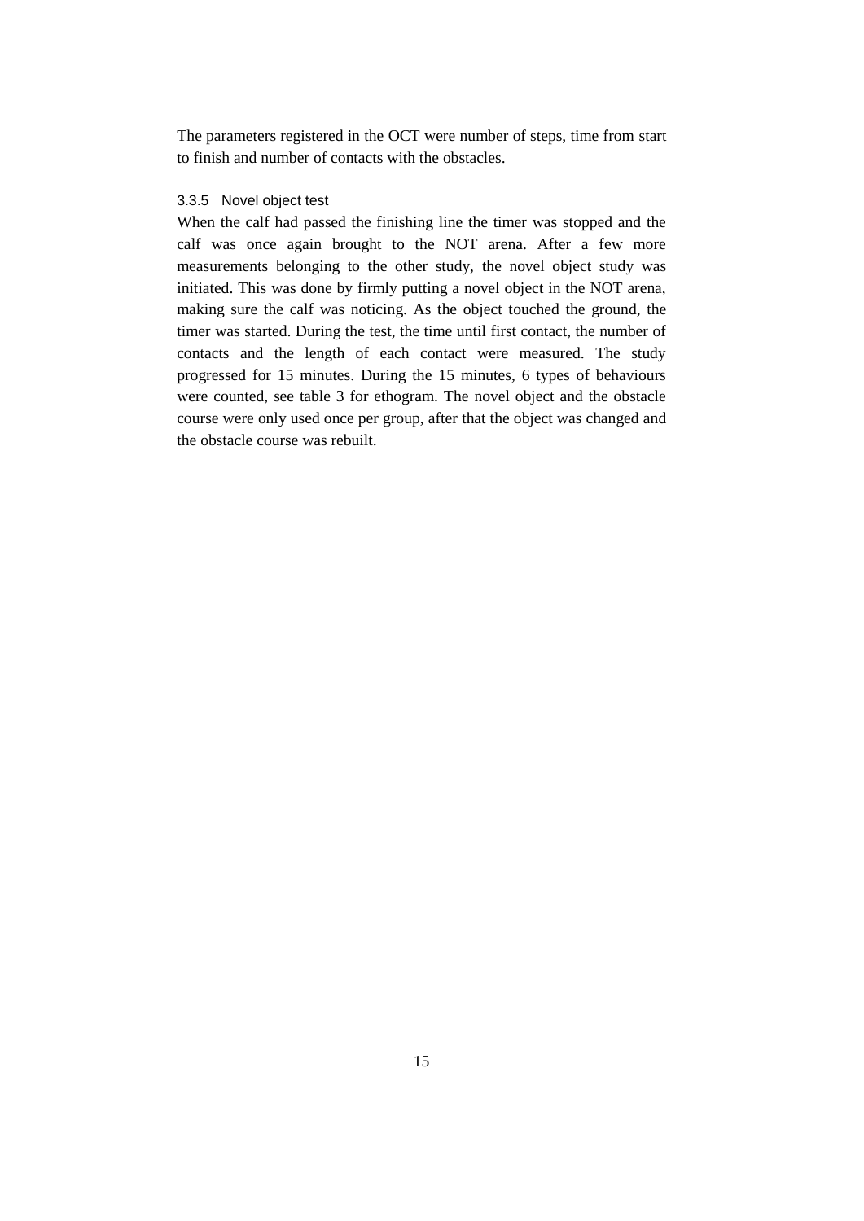The parameters registered in the OCT were number of steps, time from start to finish and number of contacts with the obstacles.

### 3.3.5 Novel object test

When the calf had passed the finishing line the timer was stopped and the calf was once again brought to the NOT arena. After a few more measurements belonging to the other study, the novel object study was initiated. This was done by firmly putting a novel object in the NOT arena, making sure the calf was noticing. As the object touched the ground, the timer was started. During the test, the time until first contact, the number of contacts and the length of each contact were measured. The study progressed for 15 minutes. During the 15 minutes, 6 types of behaviours were counted, see table 3 for ethogram. The novel object and the obstacle course were only used once per group, after that the object was changed and the obstacle course was rebuilt.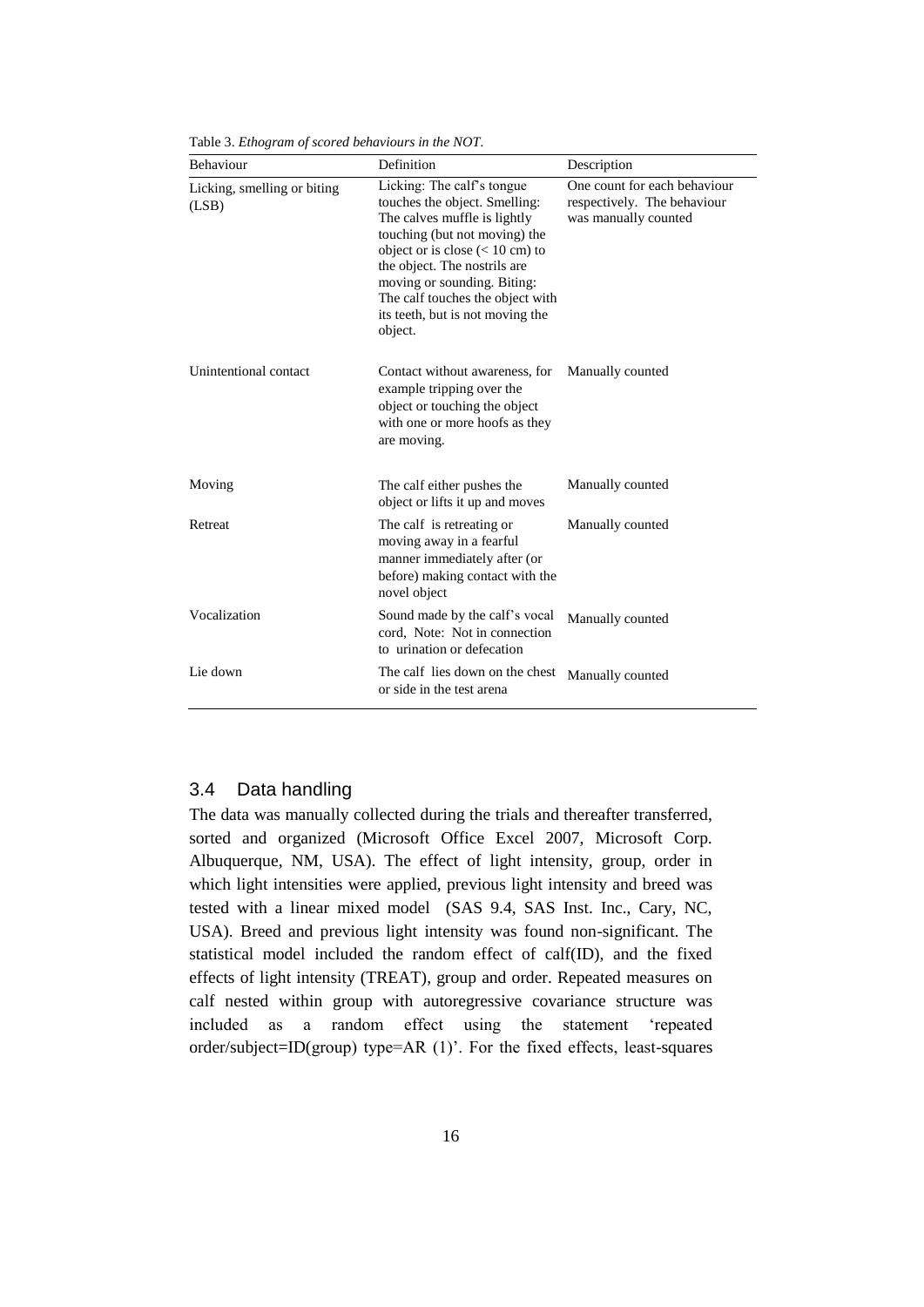Table 3. *Ethogram of scored behaviours in the NOT.*

| Behaviour | Definition | Description |
|---|---|---|
| Licking, smelling or biting (LSB) | Licking: The calf's tongue touches the object. Smelling: The calves muffle is lightly touching (but not moving) the object or is close (< 10 cm) to the object. The nostrils are moving or sounding. Biting: The calf touches the object with its teeth, but is not moving the object. | One count for each behaviour respectively. The behaviour was manually counted |
| Unintentional contact | Contact without awareness, for example tripping over the object or touching the object with one or more hoofs as they are moving. | Manually counted |
| Moving | The calf either pushes the object or lifts it up and moves | Manually counted |
| Retreat | The calf is retreating or moving away in a fearful manner immediately after (or before) making contact with the novel object | Manually counted |
| Vocalization | Sound made by the calf's vocal cord, Note: Not in connection to urination or defecation | Manually counted |
| Lie down | The calf lies down on the chest or side in the test arena | Manually counted |

## 3.4 Data handling

The data was manually collected during the trials and thereafter transferred, sorted and organized (Microsoft Office Excel 2007, Microsoft Corp. Albuquerque, NM, USA). The effect of light intensity, group, order in which light intensities were applied, previous light intensity and breed was tested with a linear mixed model (SAS 9.4, SAS Inst. Inc., Cary, NC, USA). Breed and previous light intensity was found non-significant. The statistical model included the random effect of calf(ID), and the fixed effects of light intensity (TREAT), group and order. Repeated measures on calf nested within group with autoregressive covariance structure was included as a random effect using the statement 'repeated order/subject=ID(group) type=AR (1)'. For the fixed effects, least-squares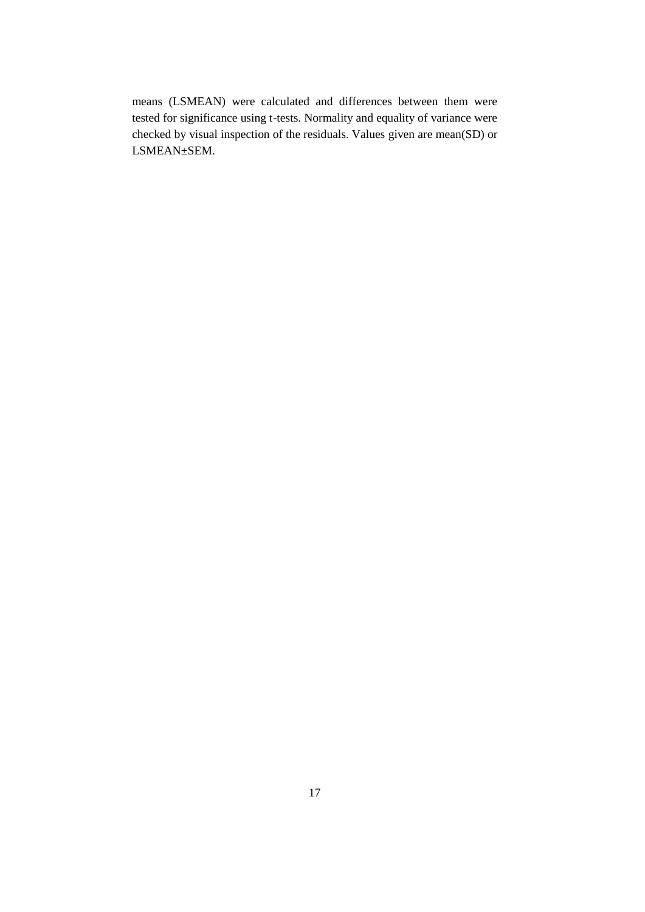means (LSMEAN) were calculated and differences between them were tested for significance using t-tests. Normality and equality of variance were checked by visual inspection of the residuals. Values given are mean(SD) or LSMEAN±SEM.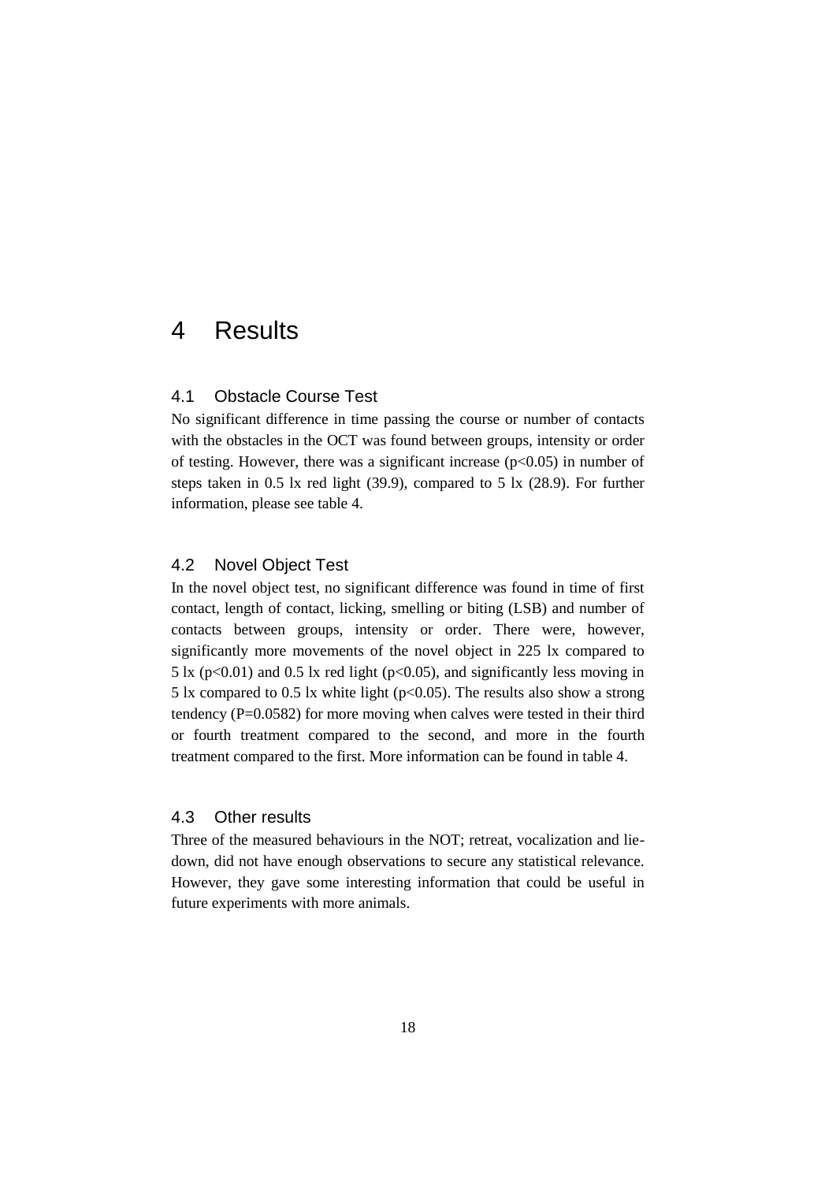# 4 Results

## 4.1 Obstacle Course Test

No significant difference in time passing the course or number of contacts with the obstacles in the OCT was found between groups, intensity or order of testing. However, there was a significant increase ($p<0.05$) in number of steps taken in 0.5 lx red light (39.9), compared to 5 lx (28.9). For further information, please see table 4.

## 4.2 Novel Object Test

In the novel object test, no significant difference was found in time of first contact, length of contact, licking, smelling or biting (LSB) and number of contacts between groups, intensity or order. There were, however, significantly more movements of the novel object in 225 lx compared to 5 lx ($p<0.01$) and 0.5 lx red light ($p<0.05$), and significantly less moving in 5 lx compared to 0.5 lx white light ($p<0.05$). The results also show a strong tendency ($P=0.0582$) for more moving when calves were tested in their third or fourth treatment compared to the second, and more in the fourth treatment compared to the first. More information can be found in table 4.

## 4.3 Other results

Three of the measured behaviours in the NOT; retreat, vocalization and lie-down, did not have enough observations to secure any statistical relevance. However, they gave some interesting information that could be useful in future experiments with more animals.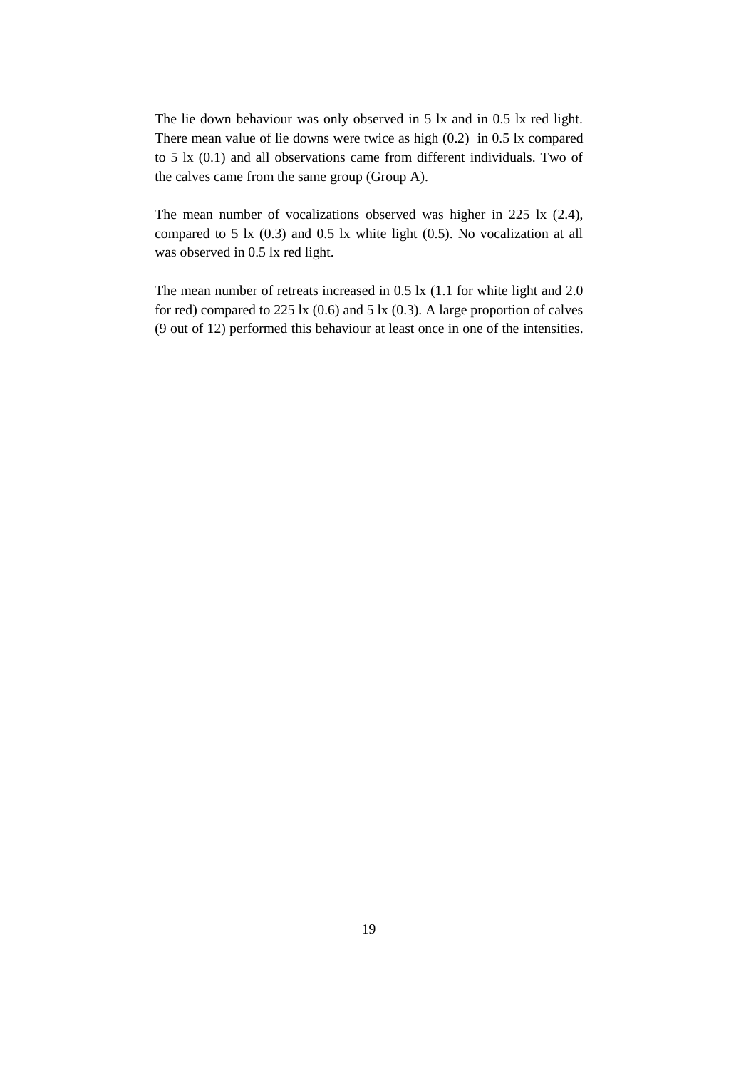The lie down behaviour was only observed in 5 lx and in 0.5 lx red light. There mean value of lie downs were twice as high (0.2) in 0.5 lx compared to 5 lx (0.1) and all observations came from different individuals. Two of the calves came from the same group (Group A).

The mean number of vocalizations observed was higher in 225 lx (2.4), compared to 5 lx (0.3) and 0.5 lx white light (0.5). No vocalization at all was observed in 0.5 lx red light.

The mean number of retreats increased in 0.5 lx (1.1 for white light and 2.0 for red) compared to 225 lx (0.6) and 5 lx (0.3). A large proportion of calves (9 out of 12) performed this behaviour at least once in one of the intensities.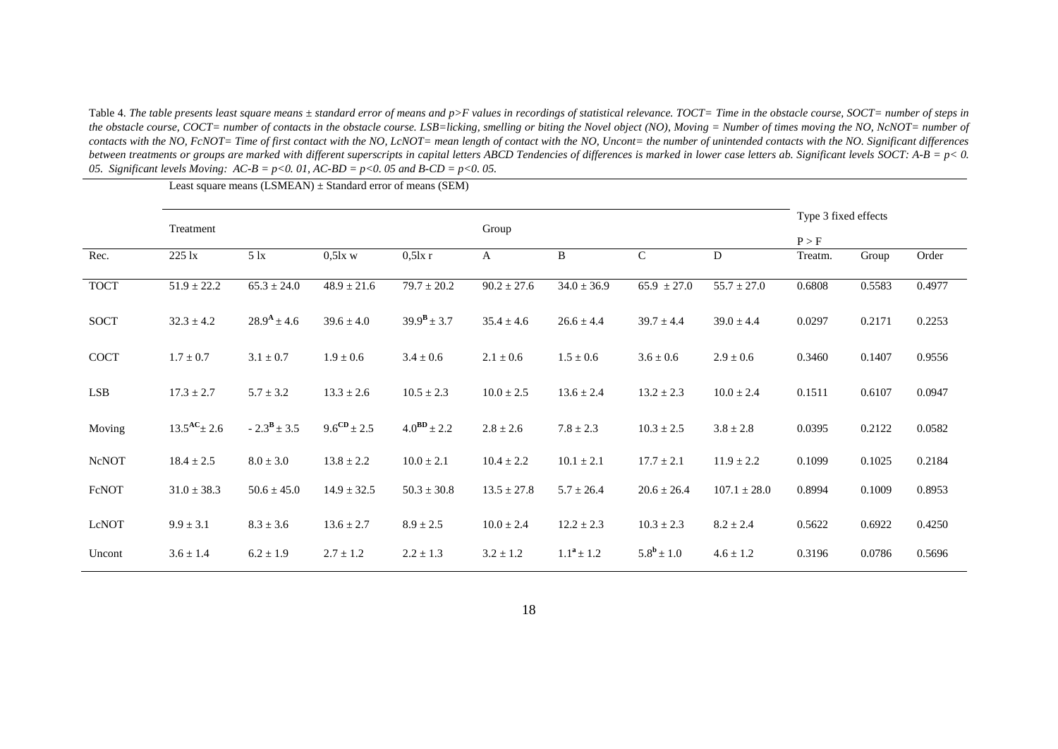Table 4. *The table presents least square means ± standard error of means and p>F values in recordings of statistical relevance. TOCT= Time in the obstacle course, SOCT= number of steps in the obstacle course, COCT= number of contacts in the obstacle course. LSB=licking, smelling or biting the Novel object (NO), Moving = Number of times moving the NO, NcNOT= number of contacts with the NO, FcNOT= Time of first contact with the NO, LcNOT= mean length of contact with the NO, Uncont= the number of unintended contacts with the NO. Significant differences between treatments or groups are marked with different superscripts in capital letters ABCD Tendencies of differences is marked in lower case letters ab. Significant levels SOCT: A-B = p< 0. 05. Significant levels Moving: AC-B = p<0. 01, AC-BD = p<0. 05 and B-CD = p<0. 05.*

| | Least square means (LSMEAN) ± Standard error of means (SEM) | | | | | | | | | | |
|---|---|---|---|---|---|---|---|---|---|---|---|
| | Treatment | | | | Group | | | | Type 3 fixed effects P > F | | |
| Rec. | 225 lx | 5 lx | 0,5lx w | 0,5lx r | A | B | C | D | Treatm. | Group | Order |
| TOCT | 51.9 ± 22.2 | 65.3 ± 24.0 | 48.9 ± 21.6 | 79.7 ± 20.2 | 90.2 ± 27.6 | 34.0 ± 36.9 | 65.9 ± 27.0 | 55.7 ± 27.0 | 0.6808 | 0.5583 | 0.4977 |
| SOCT | 32.3 ± 4.2 | $28.9^{\mathbf{A}}$ ± 4.6 | 39.6 ± 4.0 | $39.9^{\mathbf{B}}$ ± 3.7 | 35.4 ± 4.6 | 26.6 ± 4.4 | 39.7 ± 4.4 | 39.0 ± 4.4 | 0.0297 | 0.2171 | 0.2253 |
| COCT | 1.7 ± 0.7 | 3.1 ± 0.7 | 1.9 ± 0.6 | 3.4 ± 0.6 | 2.1 ± 0.6 | 1.5 ± 0.6 | 3.6 ± 0.6 | 2.9 ± 0.6 | 0.3460 | 0.1407 | 0.9556 |
| LSB | 17.3 ± 2.7 | 5.7 ± 3.2 | 13.3 ± 2.6 | 10.5 ± 2.3 | 10.0 ± 2.5 | 13.6 ± 2.4 | 13.2 ± 2.3 | 10.0 ± 2.4 | 0.1511 | 0.6107 | 0.0947 |
| Moving | $13.5^{\mathbf{AC}}$ ± 2.6 | $-2.3^{\mathbf{B}}$ ± 3.5 | $9.6^{\mathbf{CD}}$ ± 2.5 | $4.0^{\mathbf{BD}}$ ± 2.2 | 2.8 ± 2.6 | 7.8 ± 2.3 | 10.3 ± 2.5 | 3.8 ± 2.8 | 0.0395 | 0.2122 | 0.0582 |
| NcNOT | 18.4 ± 2.5 | 8.0 ± 3.0 | 13.8 ± 2.2 | 10.0 ± 2.1 | 10.4 ± 2.2 | 10.1 ± 2.1 | 17.7 ± 2.1 | 11.9 ± 2.2 | 0.1099 | 0.1025 | 0.2184 |
| FcNOT | 31.0 ± 38.3 | 50.6 ± 45.0 | 14.9 ± 32.5 | 50.3 ± 30.8 | 13.5 ± 27.8 | 5.7 ± 26.4 | 20.6 ± 26.4 | 107.1 ± 28.0 | 0.8994 | 0.1009 | 0.8953 |
| LcNOT | 9.9 ± 3.1 | 8.3 ± 3.6 | 13.6 ± 2.7 | 8.9 ± 2.5 | 10.0 ± 2.4 | 12.2 ± 2.3 | 10.3 ± 2.3 | 8.2 ± 2.4 | 0.5622 | 0.6922 | 0.4250 |
| Uncont | 3.6 ± 1.4 | 6.2 ± 1.9 | 2.7 ± 1.2 | 2.2 ± 1.3 | 3.2 ± 1.2 | $1.1^{\mathbf{a}}$ ± 1.2 | $5.8^{\mathbf{b}}$ ± 1.0 | 4.6 ± 1.2 | 0.3196 | 0.0786 | 0.5696 |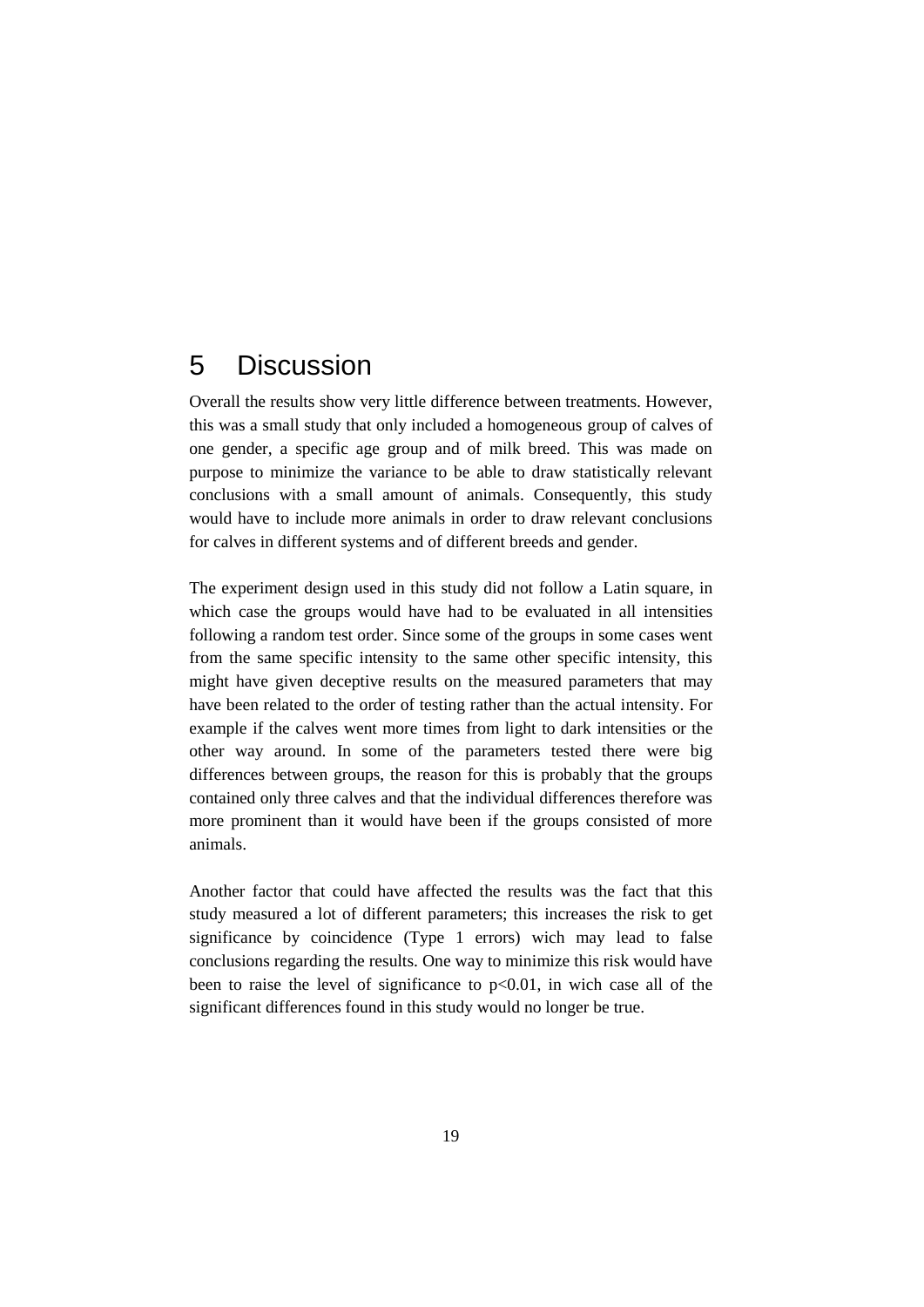# 5 Discussion

Overall the results show very little difference between treatments. However, this was a small study that only included a homogeneous group of calves of one gender, a specific age group and of milk breed. This was made on purpose to minimize the variance to be able to draw statistically relevant conclusions with a small amount of animals. Consequently, this study would have to include more animals in order to draw relevant conclusions for calves in different systems and of different breeds and gender.

The experiment design used in this study did not follow a Latin square, in which case the groups would have had to be evaluated in all intensities following a random test order. Since some of the groups in some cases went from the same specific intensity to the same other specific intensity, this might have given deceptive results on the measured parameters that may have been related to the order of testing rather than the actual intensity. For example if the calves went more times from light to dark intensities or the other way around. In some of the parameters tested there were big differences between groups, the reason for this is probably that the groups contained only three calves and that the individual differences therefore was more prominent than it would have been if the groups consisted of more animals.

Another factor that could have affected the results was the fact that this study measured a lot of different parameters; this increases the risk to get significance by coincidence (Type 1 errors) wich may lead to false conclusions regarding the results. One way to minimize this risk would have been to raise the level of significance to $p<0.01$, in wich case all of the significant differences found in this study would no longer be true.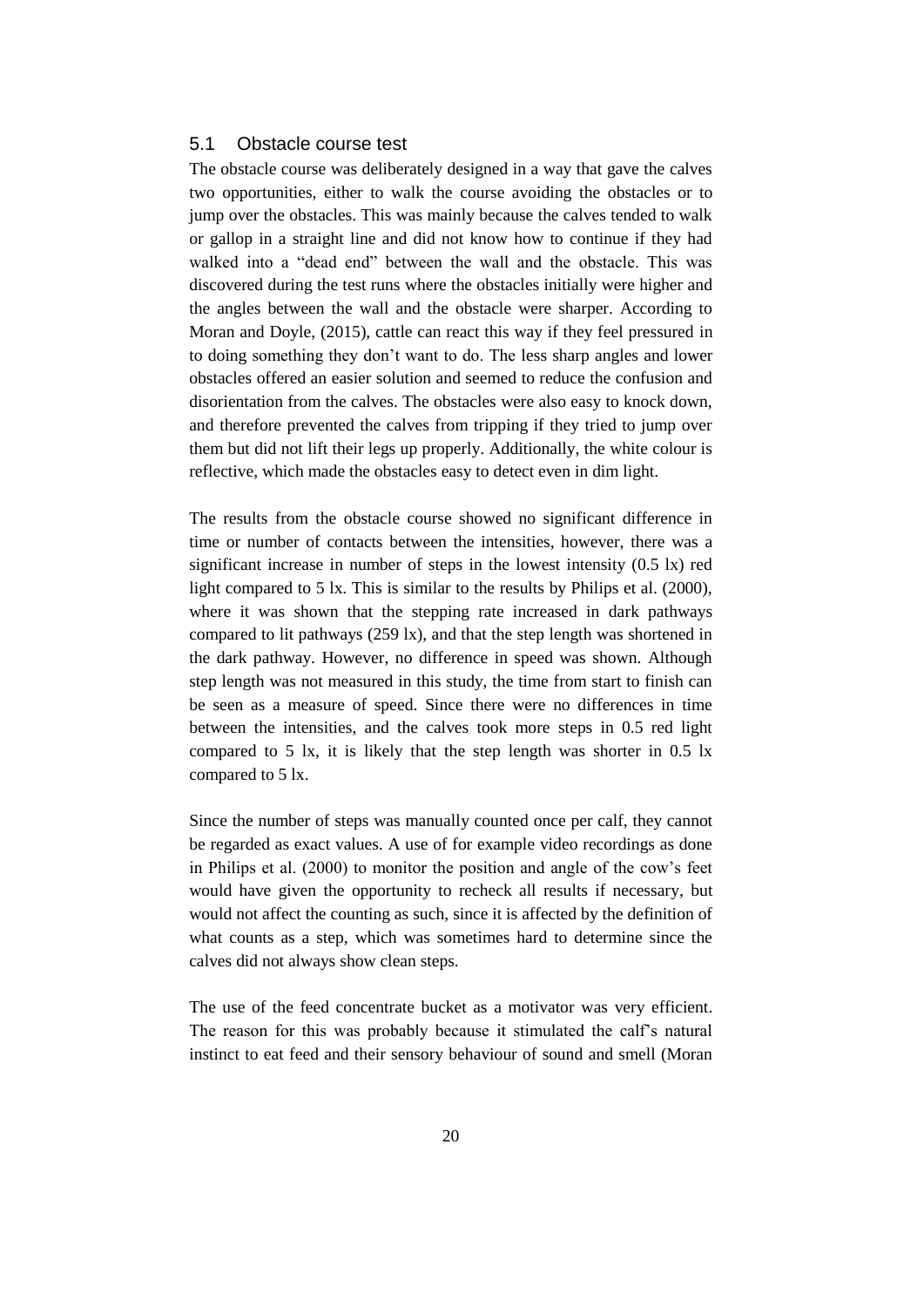## 5.1 Obstacle course test

The obstacle course was deliberately designed in a way that gave the calves two opportunities, either to walk the course avoiding the obstacles or to jump over the obstacles. This was mainly because the calves tended to walk or gallop in a straight line and did not know how to continue if they had walked into a "dead end" between the wall and the obstacle. This was discovered during the test runs where the obstacles initially were higher and the angles between the wall and the obstacle were sharper. According to Moran and Doyle, (2015), cattle can react this way if they feel pressured in to doing something they don't want to do. The less sharp angles and lower obstacles offered an easier solution and seemed to reduce the confusion and disorientation from the calves. The obstacles were also easy to knock down, and therefore prevented the calves from tripping if they tried to jump over them but did not lift their legs up properly. Additionally, the white colour is reflective, which made the obstacles easy to detect even in dim light.

The results from the obstacle course showed no significant difference in time or number of contacts between the intensities, however, there was a significant increase in number of steps in the lowest intensity (0.5 lx) red light compared to 5 lx. This is similar to the results by Philips et al. (2000), where it was shown that the stepping rate increased in dark pathways compared to lit pathways (259 lx), and that the step length was shortened in the dark pathway. However, no difference in speed was shown. Although step length was not measured in this study, the time from start to finish can be seen as a measure of speed. Since there were no differences in time between the intensities, and the calves took more steps in 0.5 red light compared to 5 lx, it is likely that the step length was shorter in 0.5 lx compared to 5 lx.

Since the number of steps was manually counted once per calf, they cannot be regarded as exact values. A use of for example video recordings as done in Philips et al. (2000) to monitor the position and angle of the cow's feet would have given the opportunity to recheck all results if necessary, but would not affect the counting as such, since it is affected by the definition of what counts as a step, which was sometimes hard to determine since the calves did not always show clean steps.

The use of the feed concentrate bucket as a motivator was very efficient. The reason for this was probably because it stimulated the calf's natural instinct to eat feed and their sensory behaviour of sound and smell (Moran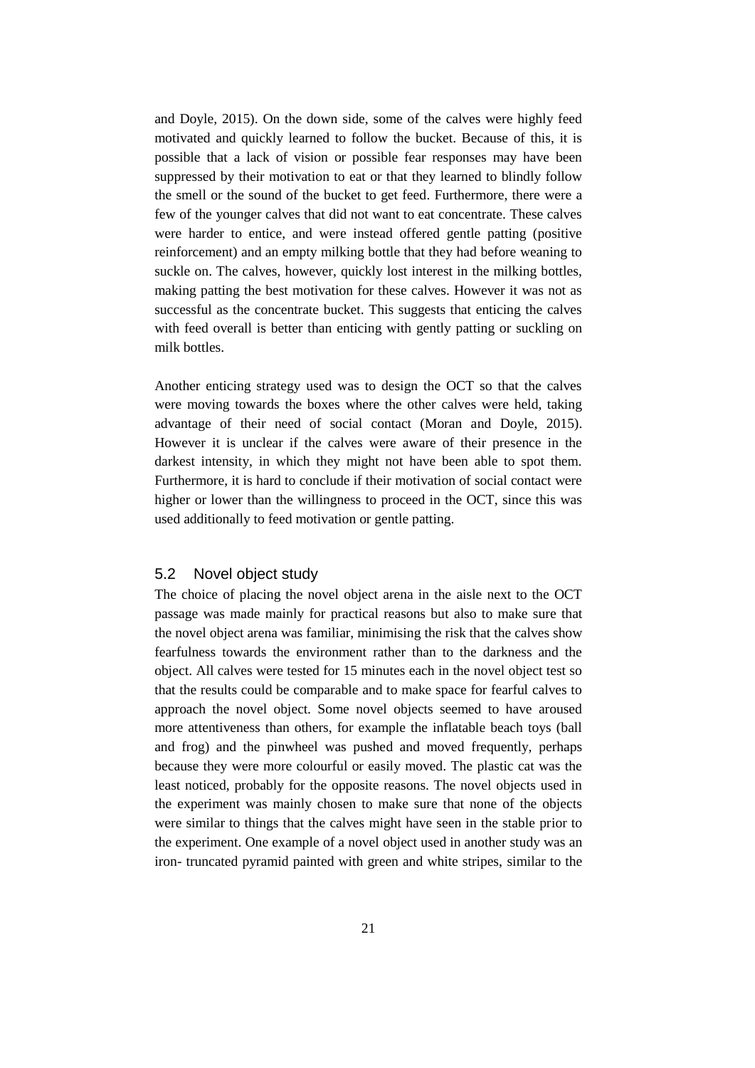and Doyle, 2015). On the down side, some of the calves were highly feed motivated and quickly learned to follow the bucket. Because of this, it is possible that a lack of vision or possible fear responses may have been suppressed by their motivation to eat or that they learned to blindly follow the smell or the sound of the bucket to get feed. Furthermore, there were a few of the younger calves that did not want to eat concentrate. These calves were harder to entice, and were instead offered gentle patting (positive reinforcement) and an empty milking bottle that they had before weaning to suckle on. The calves, however, quickly lost interest in the milking bottles, making patting the best motivation for these calves. However it was not as successful as the concentrate bucket. This suggests that enticing the calves with feed overall is better than enticing with gently patting or suckling on milk bottles.

Another enticing strategy used was to design the OCT so that the calves were moving towards the boxes where the other calves were held, taking advantage of their need of social contact (Moran and Doyle, 2015). However it is unclear if the calves were aware of their presence in the darkest intensity, in which they might not have been able to spot them. Furthermore, it is hard to conclude if their motivation of social contact were higher or lower than the willingness to proceed in the OCT, since this was used additionally to feed motivation or gentle patting.

## 5.2 Novel object study

The choice of placing the novel object arena in the aisle next to the OCT passage was made mainly for practical reasons but also to make sure that the novel object arena was familiar, minimising the risk that the calves show fearfulness towards the environment rather than to the darkness and the object. All calves were tested for 15 minutes each in the novel object test so that the results could be comparable and to make space for fearful calves to approach the novel object. Some novel objects seemed to have aroused more attentiveness than others, for example the inflatable beach toys (ball and frog) and the pinwheel was pushed and moved frequently, perhaps because they were more colourful or easily moved. The plastic cat was the least noticed, probably for the opposite reasons. The novel objects used in the experiment was mainly chosen to make sure that none of the objects were similar to things that the calves might have seen in the stable prior to the experiment. One example of a novel object used in another study was an iron- truncated pyramid painted with green and white stripes, similar to the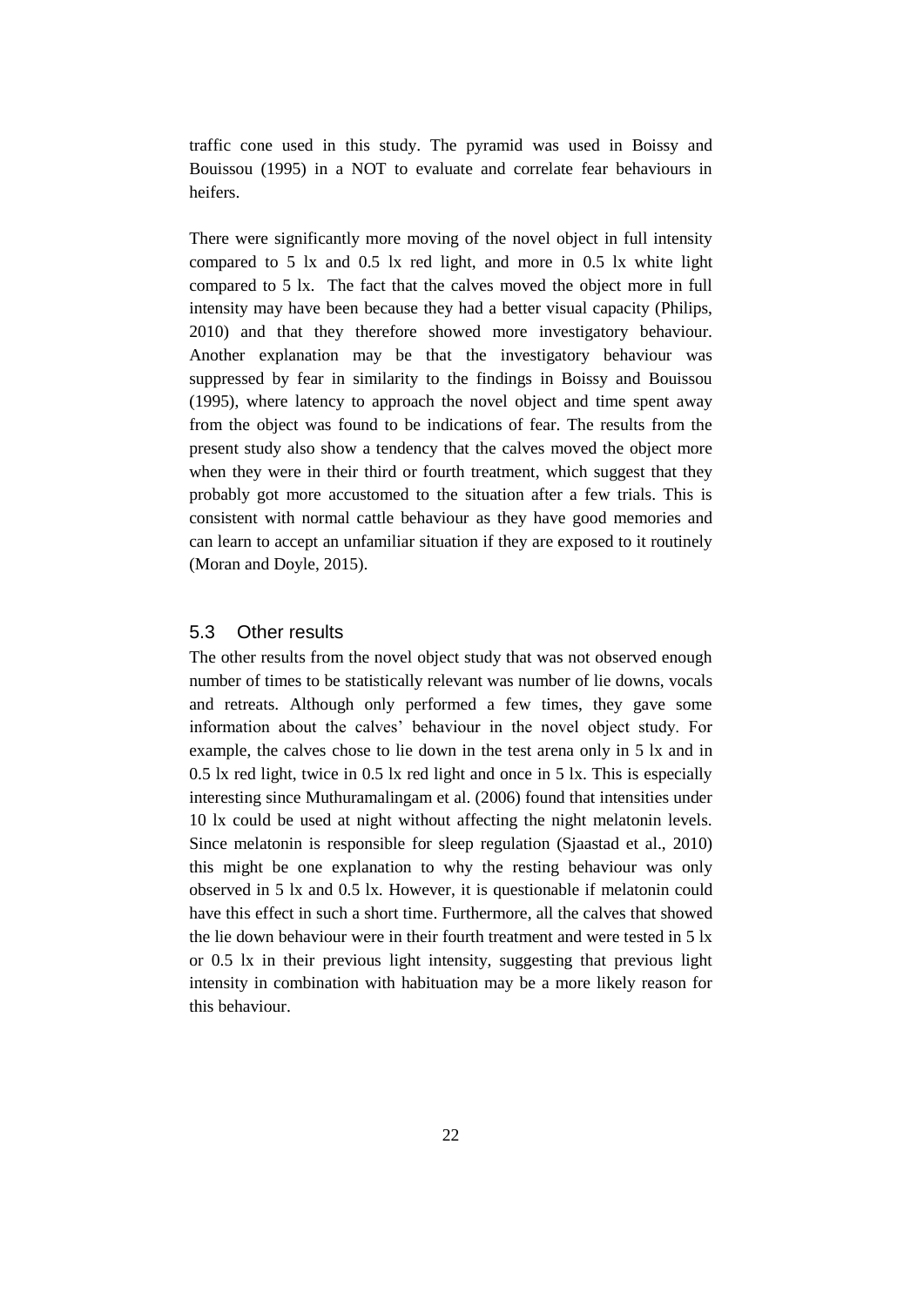traffic cone used in this study. The pyramid was used in Boissy and Bouissou (1995) in a NOT to evaluate and correlate fear behaviours in heifers.

There were significantly more moving of the novel object in full intensity compared to 5 lx and 0.5 lx red light, and more in 0.5 lx white light compared to 5 lx. The fact that the calves moved the object more in full intensity may have been because they had a better visual capacity (Philips, 2010) and that they therefore showed more investigatory behaviour. Another explanation may be that the investigatory behaviour was suppressed by fear in similarity to the findings in Boissy and Bouissou (1995), where latency to approach the novel object and time spent away from the object was found to be indications of fear. The results from the present study also show a tendency that the calves moved the object more when they were in their third or fourth treatment, which suggest that they probably got more accustomed to the situation after a few trials. This is consistent with normal cattle behaviour as they have good memories and can learn to accept an unfamiliar situation if they are exposed to it routinely (Moran and Doyle, 2015).

## 5.3 Other results

The other results from the novel object study that was not observed enough number of times to be statistically relevant was number of lie downs, vocals and retreats. Although only performed a few times, they gave some information about the calves' behaviour in the novel object study. For example, the calves chose to lie down in the test arena only in 5 lx and in 0.5 lx red light, twice in 0.5 lx red light and once in 5 lx. This is especially interesting since Muthuramalingam et al. (2006) found that intensities under 10 lx could be used at night without affecting the night melatonin levels. Since melatonin is responsible for sleep regulation (Sjaastad et al., 2010) this might be one explanation to why the resting behaviour was only observed in 5 lx and 0.5 lx. However, it is questionable if melatonin could have this effect in such a short time. Furthermore, all the calves that showed the lie down behaviour were in their fourth treatment and were tested in 5 lx or 0.5 lx in their previous light intensity, suggesting that previous light intensity in combination with habituation may be a more likely reason for this behaviour.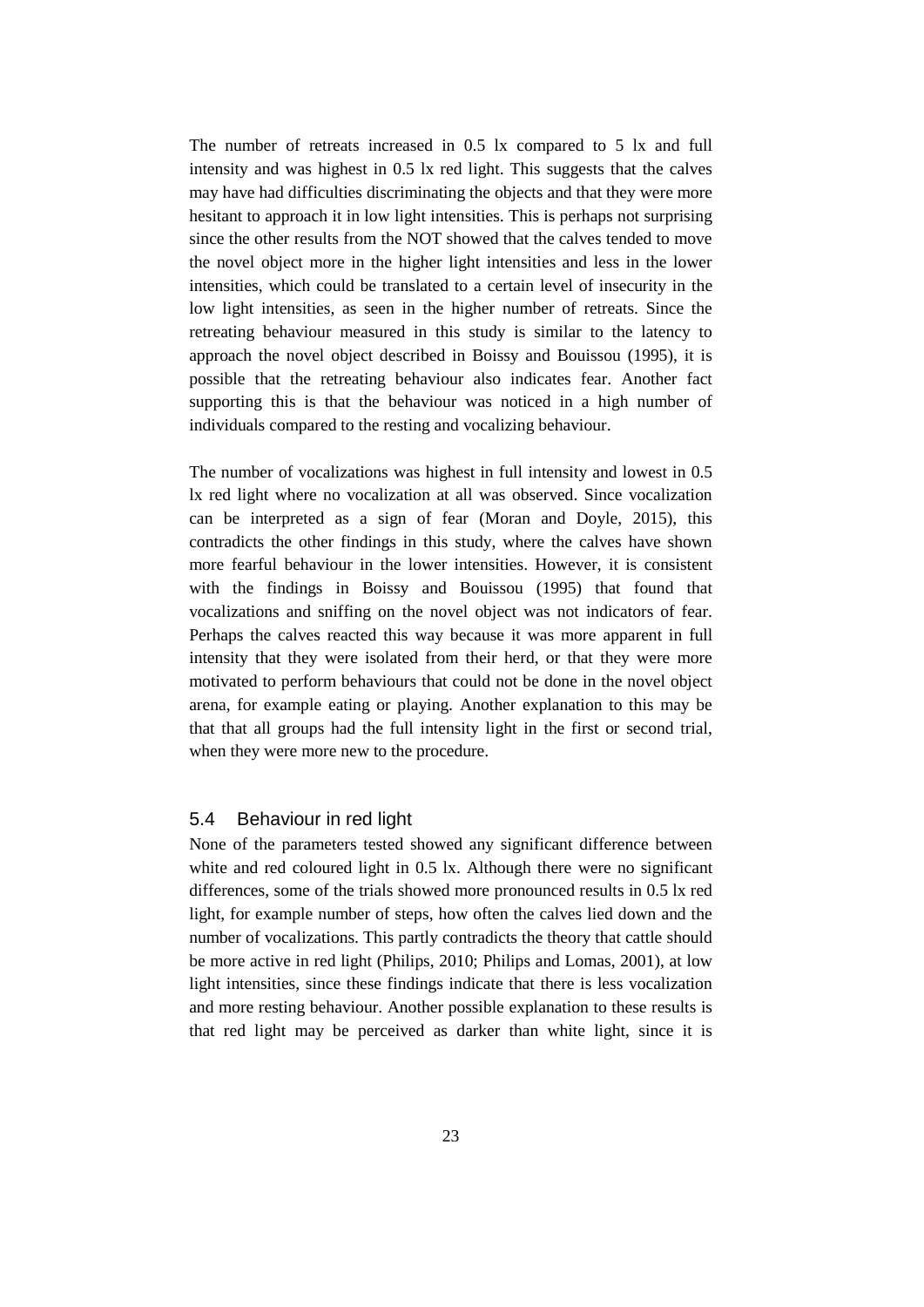The number of retreats increased in 0.5 lx compared to 5 lx and full intensity and was highest in 0.5 lx red light. This suggests that the calves may have had difficulties discriminating the objects and that they were more hesitant to approach it in low light intensities. This is perhaps not surprising since the other results from the NOT showed that the calves tended to move the novel object more in the higher light intensities and less in the lower intensities, which could be translated to a certain level of insecurity in the low light intensities, as seen in the higher number of retreats. Since the retreating behaviour measured in this study is similar to the latency to approach the novel object described in Boissy and Bouissou (1995), it is possible that the retreating behaviour also indicates fear. Another fact supporting this is that the behaviour was noticed in a high number of individuals compared to the resting and vocalizing behaviour.

The number of vocalizations was highest in full intensity and lowest in 0.5 lx red light where no vocalization at all was observed. Since vocalization can be interpreted as a sign of fear (Moran and Doyle, 2015), this contradicts the other findings in this study, where the calves have shown more fearful behaviour in the lower intensities. However, it is consistent with the findings in Boissy and Bouissou (1995) that found that vocalizations and sniffing on the novel object was not indicators of fear. Perhaps the calves reacted this way because it was more apparent in full intensity that they were isolated from their herd, or that they were more motivated to perform behaviours that could not be done in the novel object arena, for example eating or playing. Another explanation to this may be that that all groups had the full intensity light in the first or second trial, when they were more new to the procedure.

## 5.4 Behaviour in red light

None of the parameters tested showed any significant difference between white and red coloured light in 0.5 lx. Although there were no significant differences, some of the trials showed more pronounced results in 0.5 lx red light, for example number of steps, how often the calves lied down and the number of vocalizations. This partly contradicts the theory that cattle should be more active in red light (Philips, 2010; Philips and Lomas, 2001), at low light intensities, since these findings indicate that there is less vocalization and more resting behaviour. Another possible explanation to these results is that red light may be perceived as darker than white light, since it is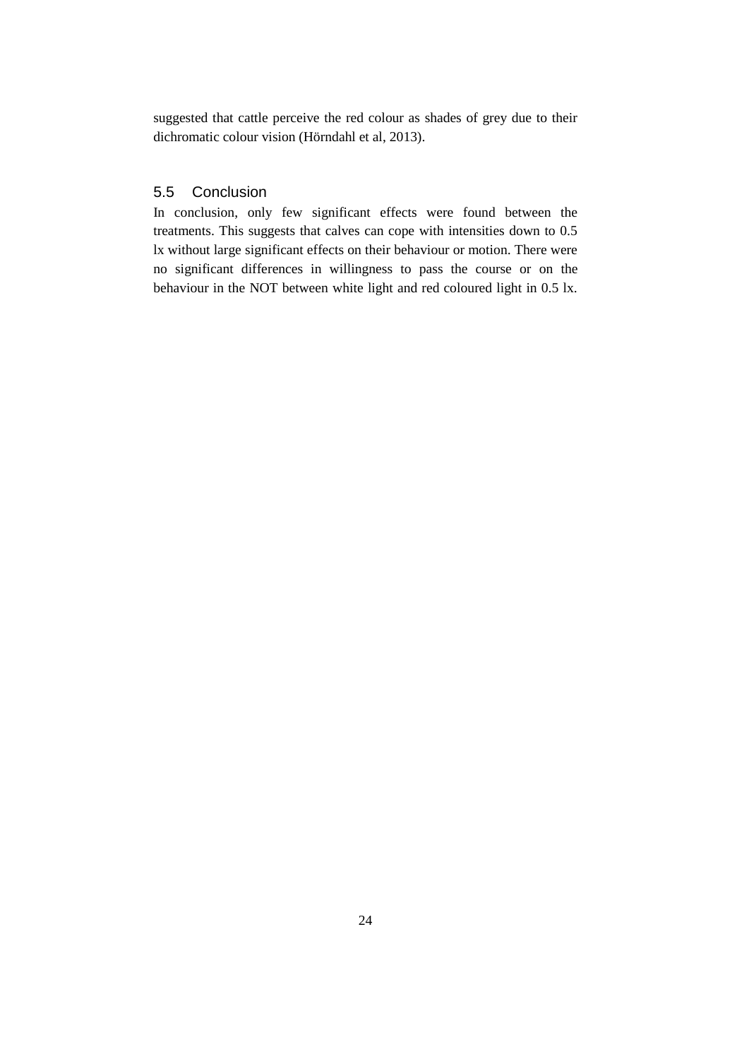suggested that cattle perceive the red colour as shades of grey due to their dichromatic colour vision (Hörndahl et al, 2013).

## 5.5 Conclusion

In conclusion, only few significant effects were found between the treatments. This suggests that calves can cope with intensities down to 0.5 lx without large significant effects on their behaviour or motion. There were no significant differences in willingness to pass the course or on the behaviour in the NOT between white light and red coloured light in 0.5 lx.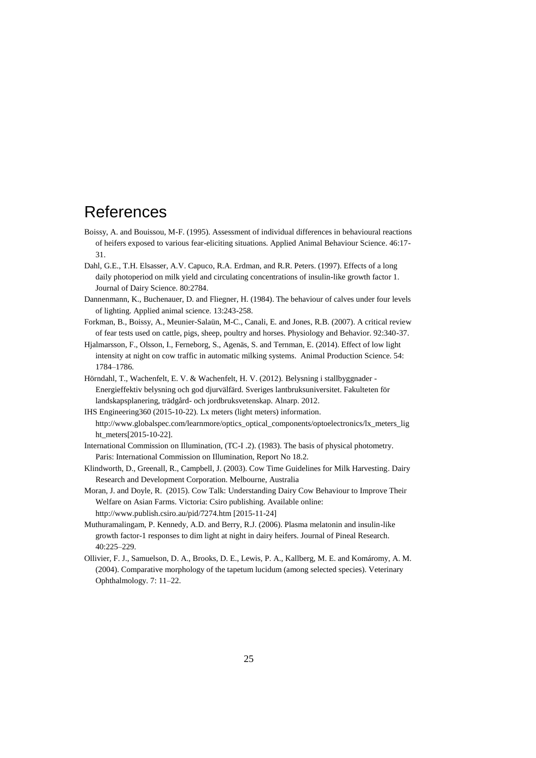# References

Boissy, A. and Bouissou, M-F. (1995). Assessment of individual differences in behavioural reactions of heifers exposed to various fear-eliciting situations. Applied Animal Behaviour Science. 46:17-31.

Dahl, G.E., T.H. Elsasser, A.V. Capuco, R.A. Erdman, and R.R. Peters. (1997). Effects of a long daily photoperiod on milk yield and circulating concentrations of insulin-like growth factor 1. Journal of Dairy Science. 80:2784.

Dannenmann, K., Buchenauer, D. and Fliegner, H. (1984). The behaviour of calves under four levels of lighting. Applied animal science. 13:243-258.

Forkman, B., Boissy, A., Meunier-Salaün, M-C., Canali, E. and Jones, R.B. (2007). A critical review of fear tests used on cattle, pigs, sheep, poultry and horses. Physiology and Behavior. 92:340-37.

Hjalmarsson, F., Olsson, I., Ferneborg, S., Agenäs, S. and Ternman, E. (2014). Effect of low light intensity at night on cow traffic in automatic milking systems. Animal Production Science. 54: 1784–1786.

Hörndahl, T., Wachenfelt, E. V. & Wachenfelt, H. V. (2012). Belysning i stallbyggnader - Energieffektiv belysning och god djurvälfärd. Sveriges lantbruksuniversitet. Fakulteten för landskapsplanering, trädgård- och jordbruksvetenskap. Alnarp. 2012.

IHS Engineering360 (2015-10-22). Lx meters (light meters) information. http://www.globalspec.com/learnmore/optics_optical_components/optoelectronics/lx_meters_light_meters[2015-10-22].

International Commission on Illumination, (TC-I .2). (1983). The basis of physical photometry. Paris: International Commission on Illumination, Report No 18.2.

Klindworth, D., Greenall, R., Campbell, J. (2003). Cow Time Guidelines for Milk Harvesting. Dairy Research and Development Corporation. Melbourne, Australia

Moran, J. and Doyle, R. (2015). Cow Talk: Understanding Dairy Cow Behaviour to Improve Their Welfare on Asian Farms. Victoria: Csiro publishing. Available online: http://www.publish.csiro.au/pid/7274.htm [2015-11-24]

Muthuramalingam, P. Kennedy, A.D. and Berry, R.J. (2006). Plasma melatonin and insulin-like growth factor-1 responses to dim light at night in dairy heifers. Journal of Pineal Research. 40:225–229.

Ollivier, F. J., Samuelson, D. A., Brooks, D. E., Lewis, P. A., Kallberg, M. E. and Komáromy, A. M. (2004). Comparative morphology of the tapetum lucidum (among selected species). Veterinary Ophthalmology. 7: 11–22.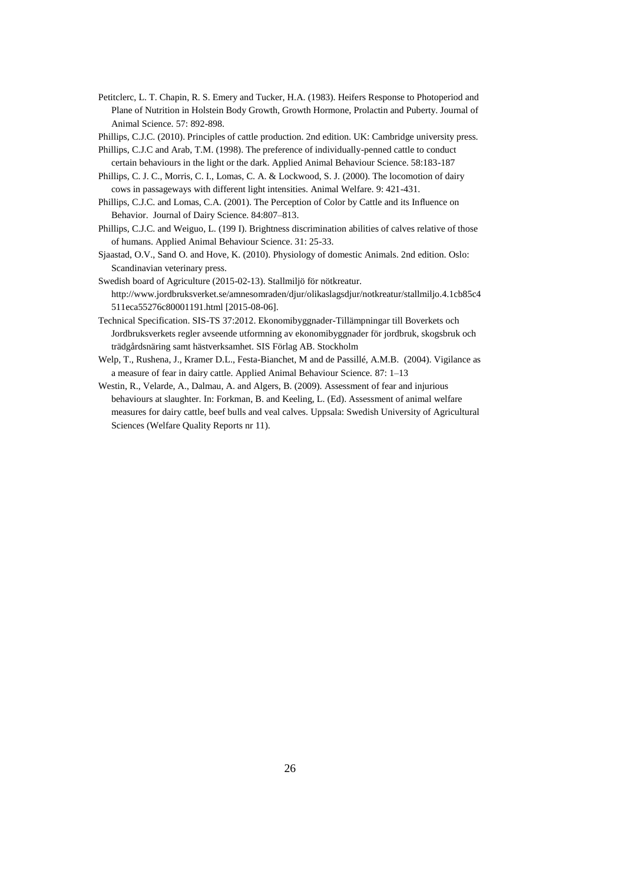Petitclerc, L. T. Chapin, R. S. Emery and Tucker, H.A. (1983). Heifers Response to Photoperiod and Plane of Nutrition in Holstein Body Growth, Growth Hormone, Prolactin and Puberty. Journal of Animal Science. 57: 892-898.

Phillips, C.J.C. (2010). Principles of cattle production. 2nd edition. UK: Cambridge university press.

Phillips, C.J.C and Arab, T.M. (1998). The preference of individually-penned cattle to conduct certain behaviours in the light or the dark. Applied Animal Behaviour Science. 58:183-187

Phillips, C. J. C., Morris, C. I., Lomas, C. A. & Lockwood, S. J. (2000). The locomotion of dairy cows in passageways with different light intensities. Animal Welfare. 9: 421-431.

Phillips, C.J.C. and Lomas, C.A. (2001). The Perception of Color by Cattle and its Influence on Behavior. Journal of Dairy Science. 84:807–813.

Phillips, C.J.C. and Weiguo, L. (199 I). Brightness discrimination abilities of calves relative of those of humans. Applied Animal Behaviour Science. 31: 25-33.

Sjaastad, O.V., Sand O. and Hove, K. (2010). Physiology of domestic Animals. 2nd edition. Oslo: Scandinavian veterinary press.

Swedish board of Agriculture (2015-02-13). Stallmiljö för nötkreatur. http://www.jordbruksverket.se/amnesomraden/djur/olikaslagsdjur/notkreatur/stallmiljo.4.1cb85c4511eca55276c80001191.html [2015-08-06].

Technical Specification. SIS-TS 37:2012. Ekonomibyggnader-Tillämpningar till Boverkets och Jordbruksverkets regler avseende utformning av ekonomibyggnader för jordbruk, skogsbruk och trädgårdsnäring samt hästverksamhet. SIS Förlag AB. Stockholm

Welp, T., Rushena, J., Kramer D.L., Festa-Bianchet, M and de Passillé, A.M.B. (2004). Vigilance as a measure of fear in dairy cattle. Applied Animal Behaviour Science. 87: 1–13

Westin, R., Velarde, A., Dalmau, A. and Algers, B. (2009). Assessment of fear and injurious behaviours at slaughter. In: Forkman, B. and Keeling, L. (Ed). Assessment of animal welfare measures for dairy cattle, beef bulls and veal calves. Uppsala: Swedish University of Agricultural Sciences (Welfare Quality Reports nr 11).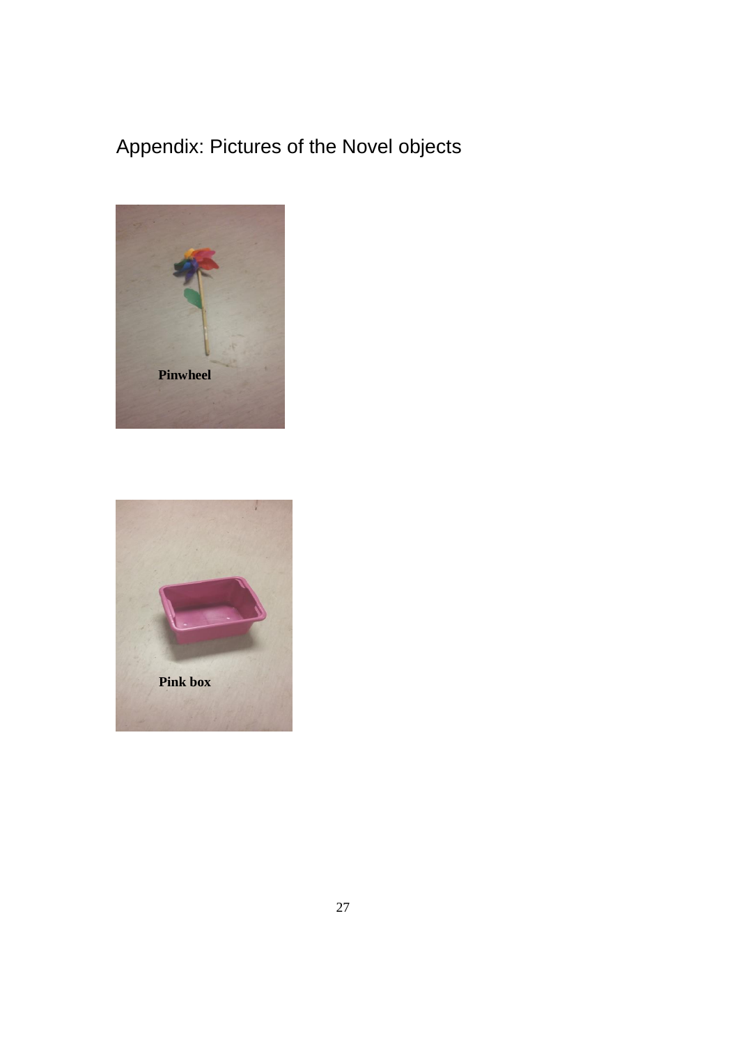# Appendix: Pictures of the Novel objects

**Pinwheel**

**Pink box**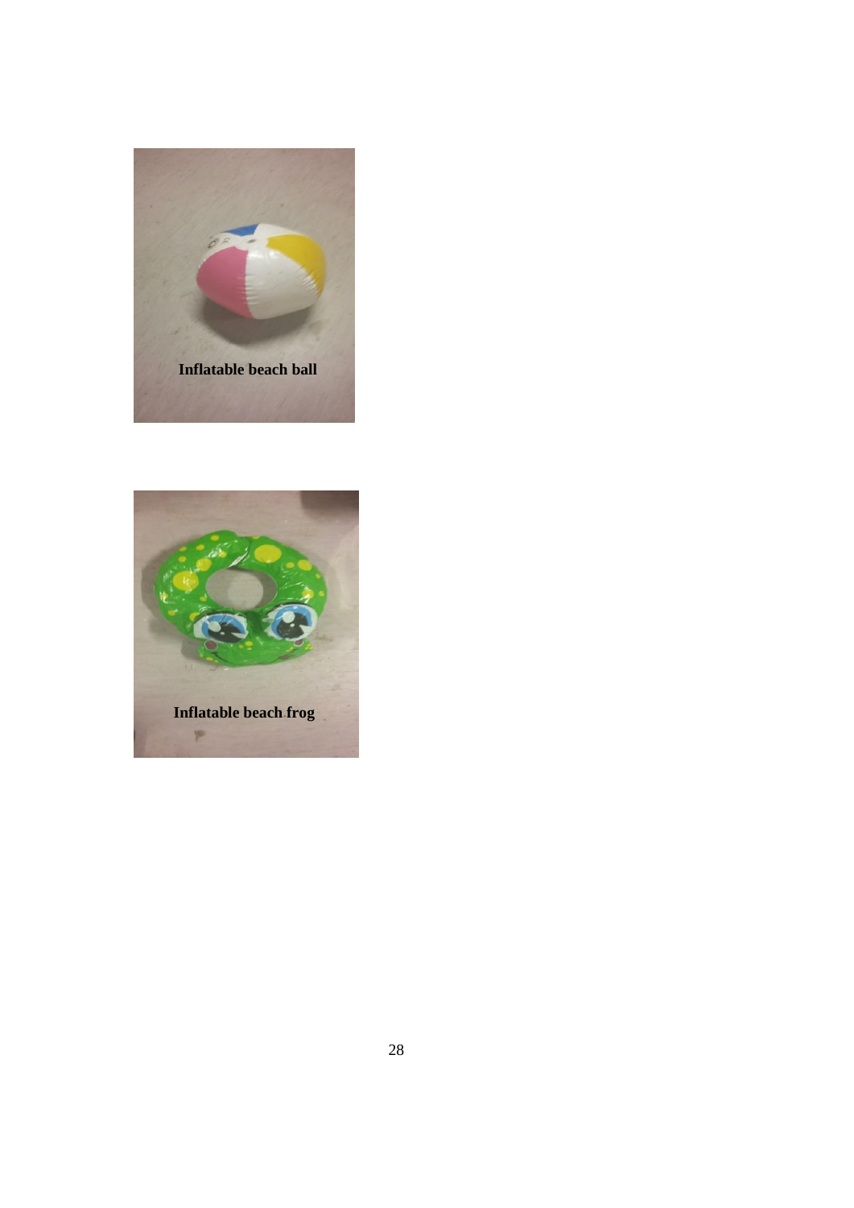**Inflatable beach ball**

**Inflatable beach frog**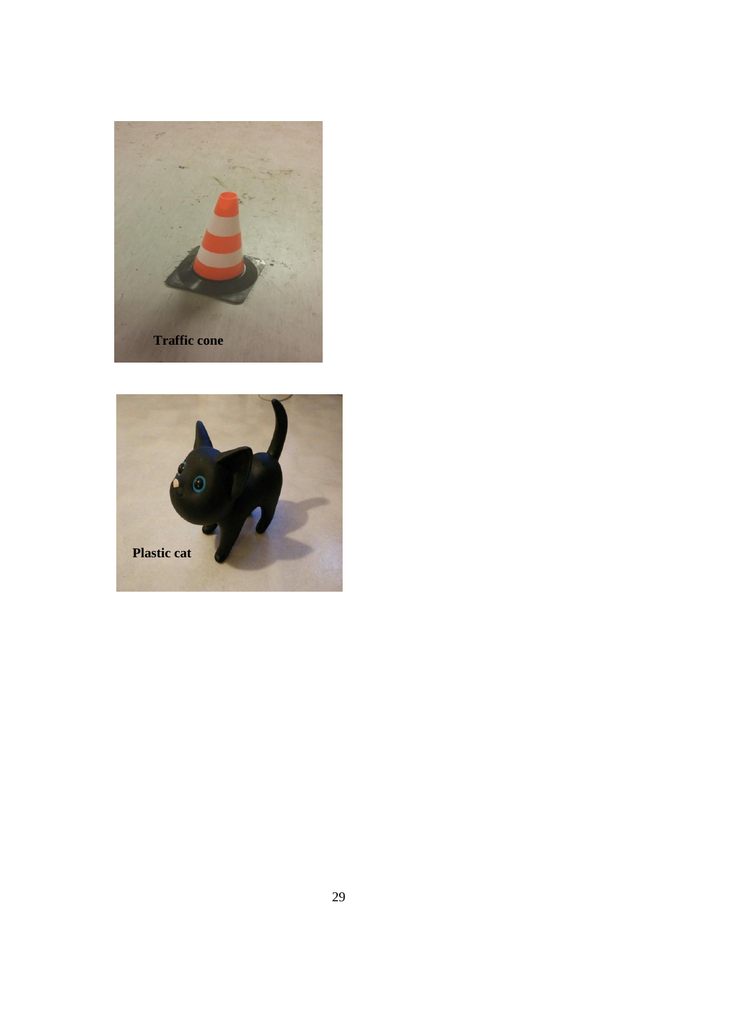Traffic cone

Plastic cat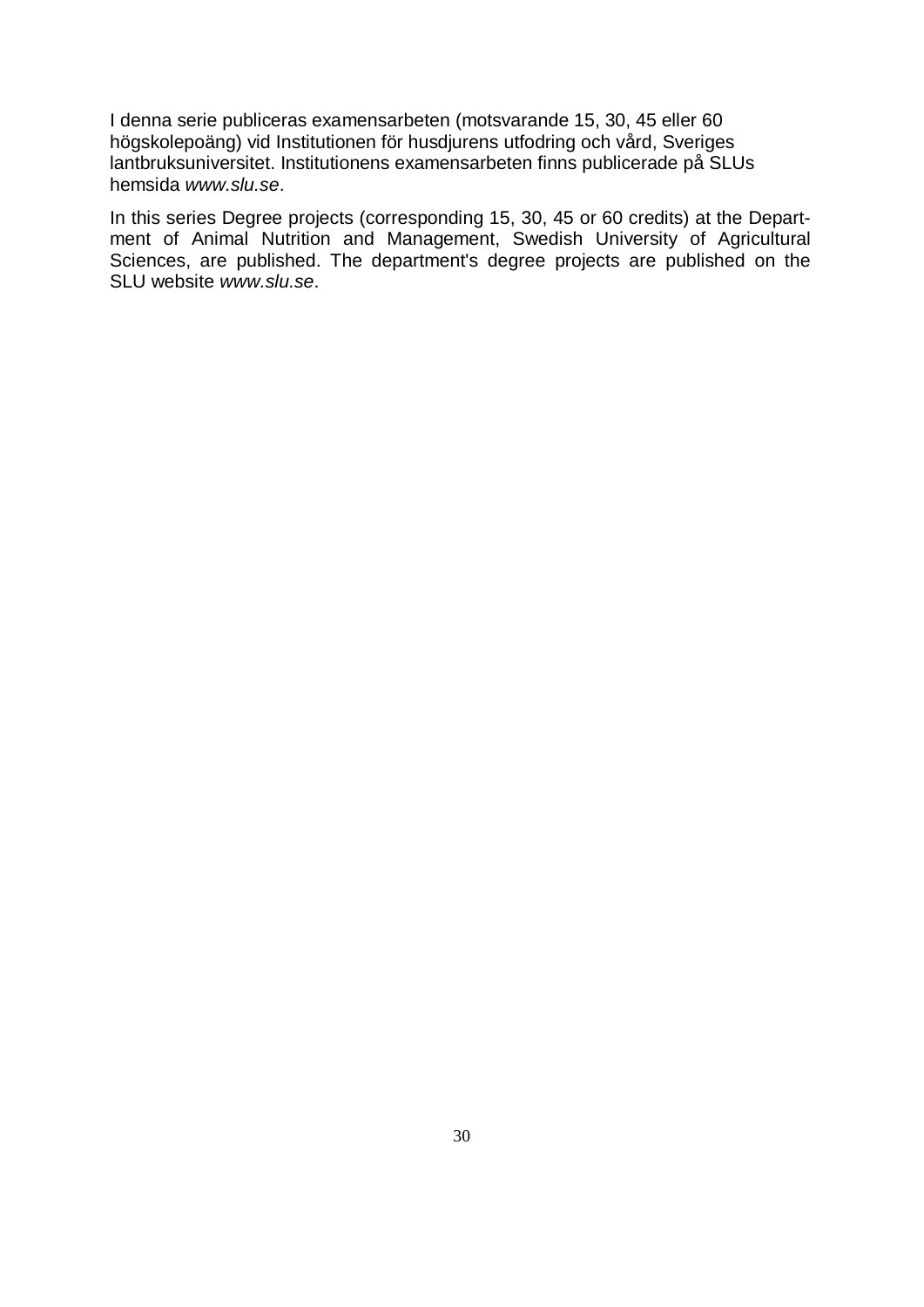I denna serie publiceras examensarbeten (motsvarande 15, 30, 45 eller 60 högskolepoäng) vid Institutionen för husdjurens utfodring och vård, Sveriges lantbruksuniversitet. Institutionens examensarbeten finns publicerade på SLUs hemsida *www.slu.se*.

In this series Degree projects (corresponding 15, 30, 45 or 60 credits) at the Department of Animal Nutrition and Management, Swedish University of Agricultural Sciences, are published. The department's degree projects are published on the SLU website *www.slu.se*.